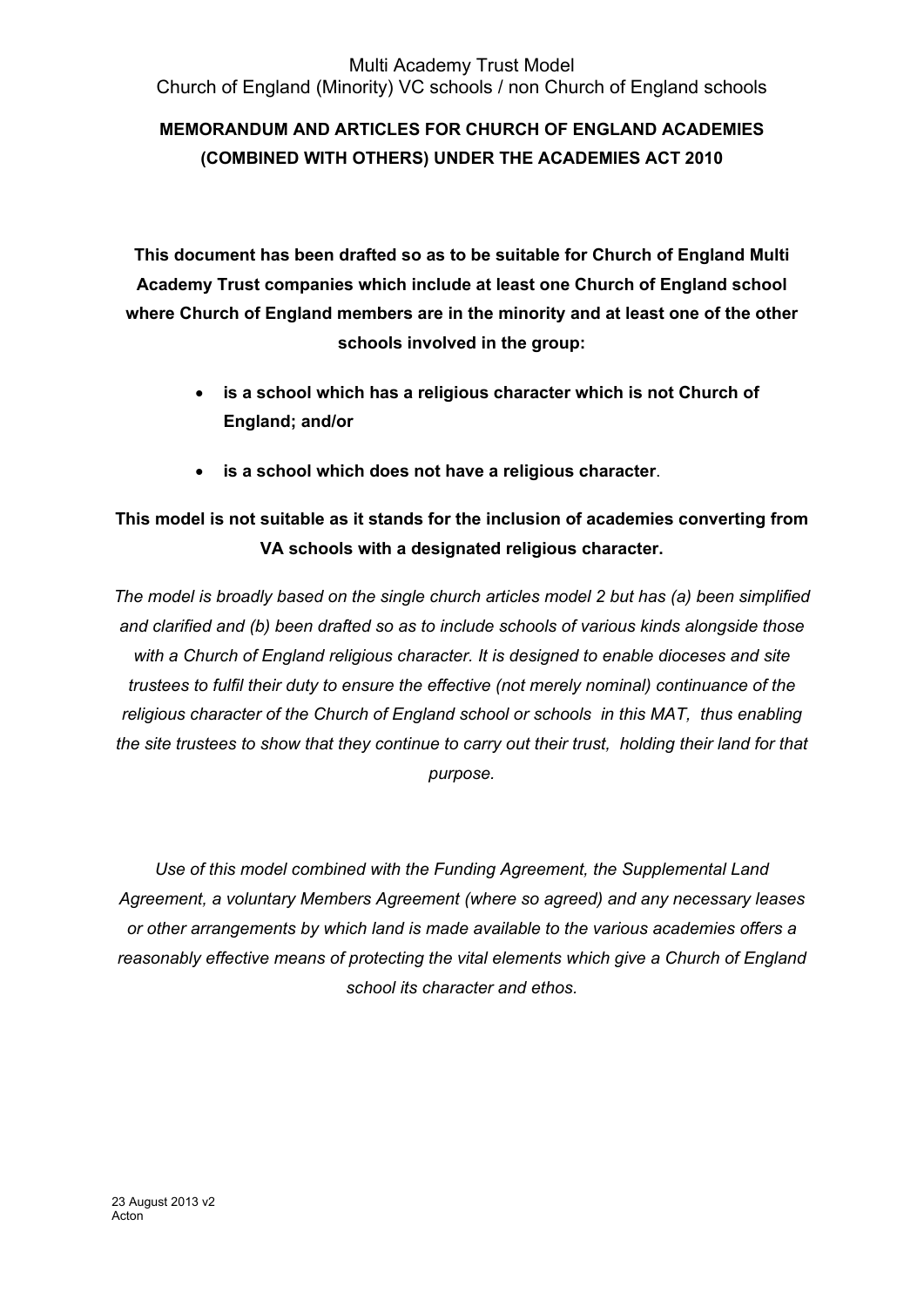Multi Academy Trust Model

Church of England (Minority) VC schools / non Church of England schools

**MEMORANDUM AND ARTICLES FOR CHURCH OF ENGLAND ACADEMIES (COMBINED WITH OTHERS) UNDER THE ACADEMIES ACT 2010**

**This document has been drafted so as to be suitable for Church of England Multi Academy Trust companies which include at least one Church of England school where Church of England members are in the minority and at least one of the other schools involved in the group:**

- **is a school which has a religious character which is not Church of England; and/or**
- **is a school which does not have a religious character**.

**This model is not suitable as it stands for the inclusion of academies converting from VA schools with a designated religious character.**

*The model is broadly based on the single church articles model 2 but has (a) been simplified and clarified and (b) been drafted so as to include schools of various kinds alongside those with a Church of England religious character. It is designed to enable dioceses and site trustees to fulfil their duty to ensure the effective (not merely nominal) continuance of the religious character of the Church of England school or schools in this MAT, thus enabling the site trustees to show that they continue to carry out their trust, holding their land for that purpose.*

*Use of this model combined with the Funding Agreement, the Supplemental Land Agreement, a voluntary Members Agreement (where so agreed) and any necessary leases or other arrangements by which land is made available to the various academies offers a reasonably effective means of protecting the vital elements which give a Church of England school its character and ethos.*

23 August 2013 v2

Acton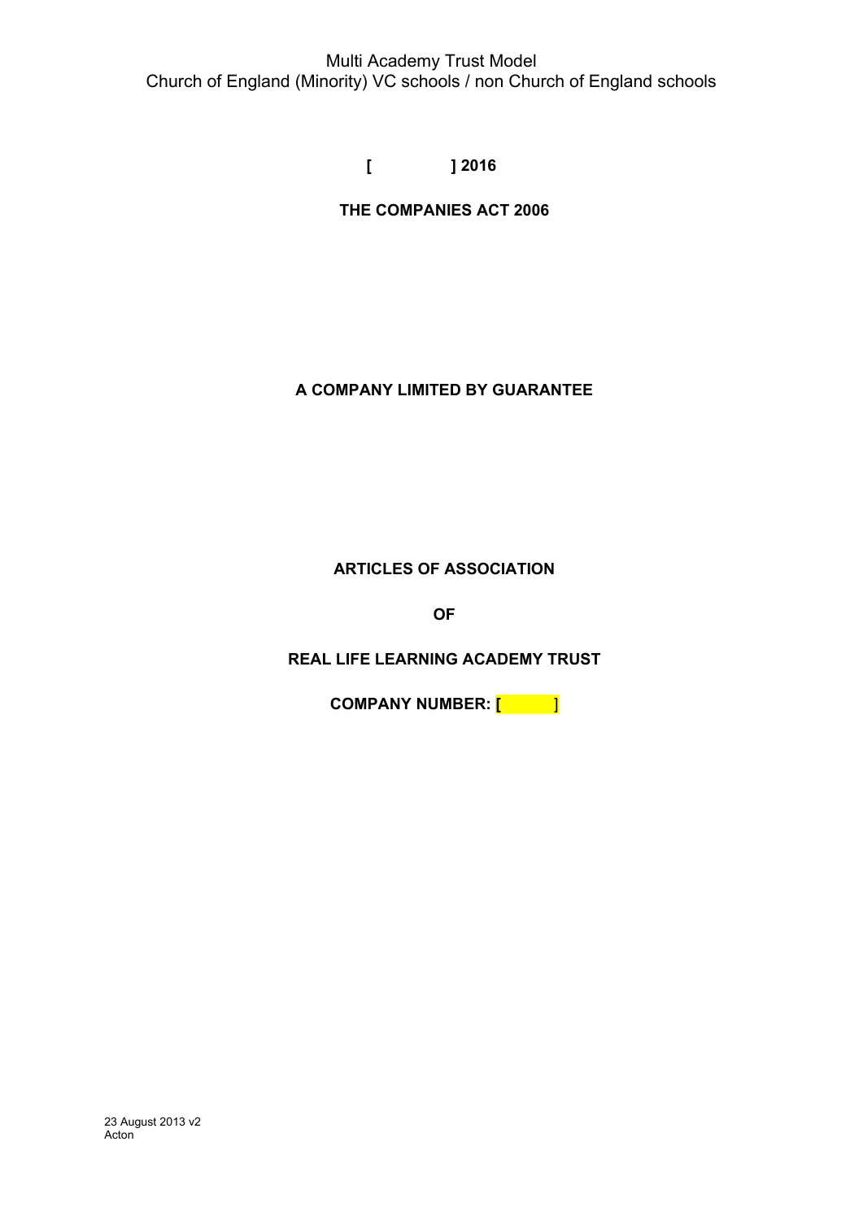Multi Academy Trust Model
Church of England (Minority) VC schools / non Church of England schools

**[ ] 2016**

**THE COMPANIES ACT 2006**

**A COMPANY LIMITED BY GUARANTEE**

**ARTICLES OF ASSOCIATION**

**OF**

**REAL LIFE LEARNING ACADEMY TRUST**

**COMPANY NUMBER: [ ]**

23 August 2013 v2
Acton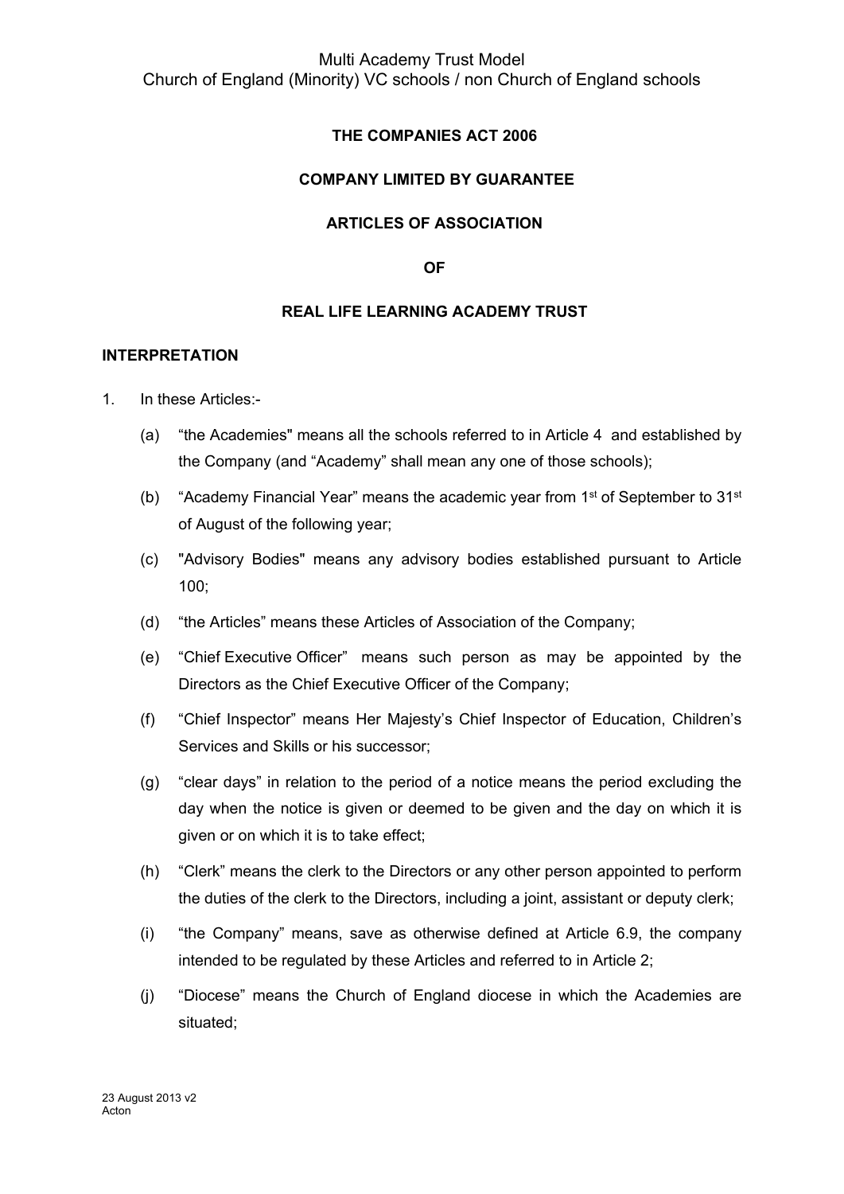**THE COMPANIES ACT 2006**

**COMPANY LIMITED BY GUARANTEE**

**ARTICLES OF ASSOCIATION**

**OF**

**REAL LIFE LEARNING ACADEMY TRUST**

## INTERPRETATION

1. In these Articles:-

   (a) "the Academies" means all the schools referred to in Article 4 and established by the Company (and "Academy" shall mean any one of those schools);

   (b) "Academy Financial Year" means the academic year from 1st of September to 31st of August of the following year;

   (c) "Advisory Bodies" means any advisory bodies established pursuant to Article 100;

   (d) "the Articles" means these Articles of Association of the Company;

   (e) "Chief Executive Officer" means such person as may be appointed by the Directors as the Chief Executive Officer of the Company;

   (f) "Chief Inspector" means Her Majesty's Chief Inspector of Education, Children's Services and Skills or his successor;

   (g) "clear days" in relation to the period of a notice means the period excluding the day when the notice is given or deemed to be given and the day on which it is given or on which it is to take effect;

   (h) "Clerk" means the clerk to the Directors or any other person appointed to perform the duties of the clerk to the Directors, including a joint, assistant or deputy clerk;

   (i) "the Company" means, save as otherwise defined at Article 6.9, the company intended to be regulated by these Articles and referred to in Article 2;

   (j) "Diocese" means the Church of England diocese in which the Academies are situated;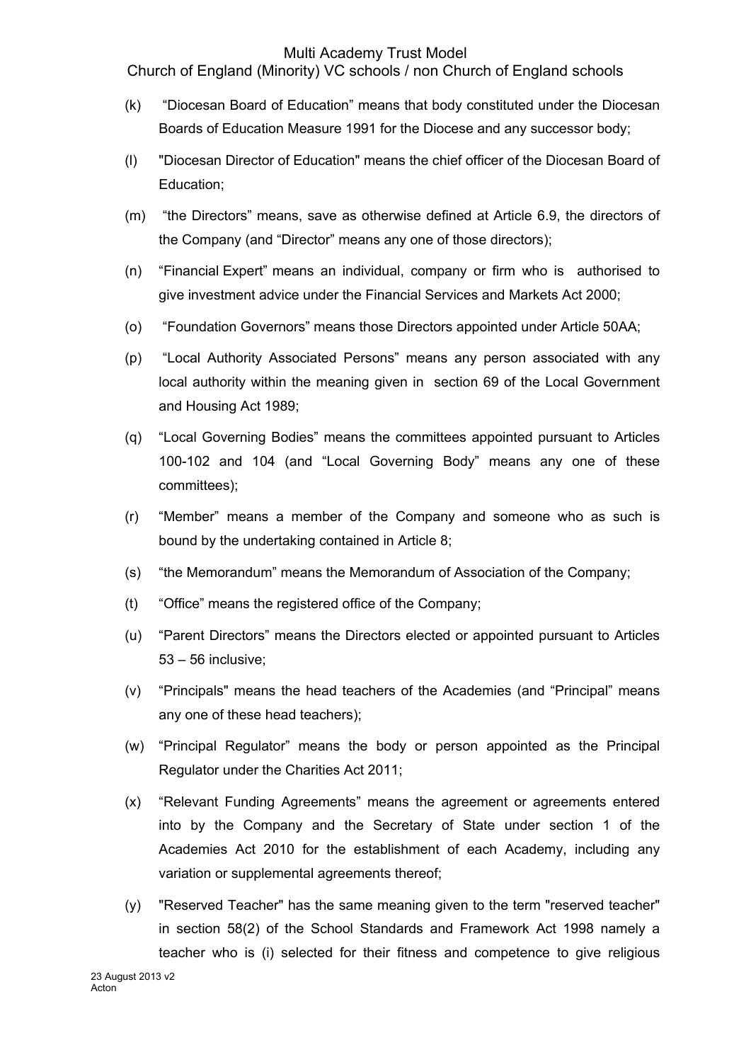(k) “Diocesan Board of Education” means that body constituted under the Diocesan Boards of Education Measure 1991 for the Diocese and any successor body;

(l) "Diocesan Director of Education" means the chief officer of the Diocesan Board of Education;

(m) “the Directors” means, save as otherwise defined at Article 6.9, the directors of the Company (and “Director” means any one of those directors);

(n) “Financial Expert” means an individual, company or firm who is authorised to give investment advice under the Financial Services and Markets Act 2000;

(o) “Foundation Governors” means those Directors appointed under Article 50AA;

(p) “Local Authority Associated Persons” means any person associated with any local authority within the meaning given in section 69 of the Local Government and Housing Act 1989;

(q) “Local Governing Bodies” means the committees appointed pursuant to Articles 100-102 and 104 (and “Local Governing Body” means any one of these committees);

(r) “Member” means a member of the Company and someone who as such is bound by the undertaking contained in Article 8;

(s) “the Memorandum” means the Memorandum of Association of the Company;

(t) “Office” means the registered office of the Company;

(u) “Parent Directors” means the Directors elected or appointed pursuant to Articles 53 – 56 inclusive;

(v) “Principals" means the head teachers of the Academies (and “Principal” means any one of these head teachers);

(w) “Principal Regulator” means the body or person appointed as the Principal Regulator under the Charities Act 2011;

(x) “Relevant Funding Agreements” means the agreement or agreements entered into by the Company and the Secretary of State under section 1 of the Academies Act 2010 for the establishment of each Academy, including any variation or supplemental agreements thereof;

(y) "Reserved Teacher" has the same meaning given to the term "reserved teacher" in section 58(2) of the School Standards and Framework Act 1998 namely a teacher who is (i) selected for their fitness and competence to give religious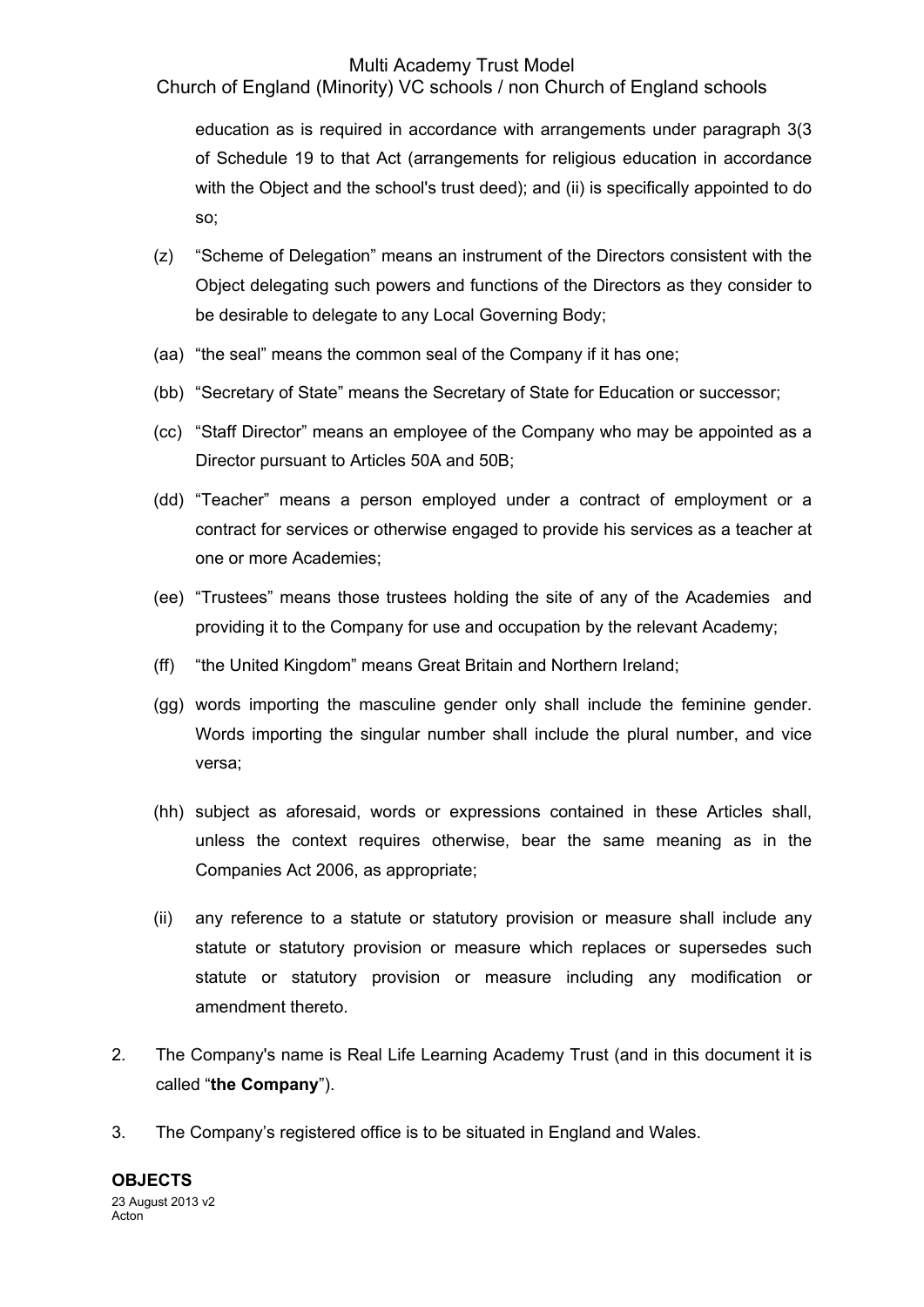education as is required in accordance with arrangements under paragraph 3(3 of Schedule 19 to that Act (arrangements for religious education in accordance with the Object and the school's trust deed); and (ii) is specifically appointed to do so;

(z) "Scheme of Delegation" means an instrument of the Directors consistent with the Object delegating such powers and functions of the Directors as they consider to be desirable to delegate to any Local Governing Body;

(aa) "the seal" means the common seal of the Company if it has one;

(bb) "Secretary of State" means the Secretary of State for Education or successor;

(cc) "Staff Director" means an employee of the Company who may be appointed as a Director pursuant to Articles 50A and 50B;

(dd) "Teacher" means a person employed under a contract of employment or a contract for services or otherwise engaged to provide his services as a teacher at one or more Academies;

(ee) "Trustees" means those trustees holding the site of any of the Academies and providing it to the Company for use and occupation by the relevant Academy;

(ff) "the United Kingdom" means Great Britain and Northern Ireland;

(gg) words importing the masculine gender only shall include the feminine gender. Words importing the singular number shall include the plural number, and vice versa;

(hh) subject as aforesaid, words or expressions contained in these Articles shall, unless the context requires otherwise, bear the same meaning as in the Companies Act 2006, as appropriate;

(ii) any reference to a statute or statutory provision or measure shall include any statute or statutory provision or measure which replaces or supersedes such statute or statutory provision or measure including any modification or amendment thereto.

2. The Company's name is Real Life Learning Academy Trust (and in this document it is called "**the Company**").

3. The Company's registered office is to be situated in England and Wales.

**OBJECTS**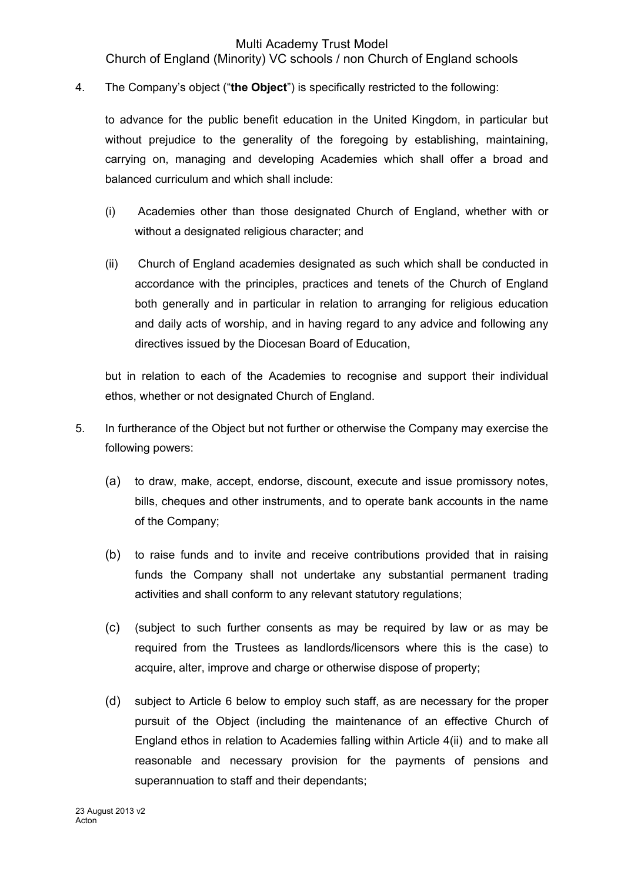4. The Company's object ("**the Object**") is specifically restricted to the following:

   to advance for the public benefit education in the United Kingdom, in particular but without prejudice to the generality of the foregoing by establishing, maintaining, carrying on, managing and developing Academies which shall offer a broad and balanced curriculum and which shall include:

   (i) Academies other than those designated Church of England, whether with or without a designated religious character; and

   (ii) Church of England academies designated as such which shall be conducted in accordance with the principles, practices and tenets of the Church of England both generally and in particular in relation to arranging for religious education and daily acts of worship, and in having regard to any advice and following any directives issued by the Diocesan Board of Education,

   but in relation to each of the Academies to recognise and support their individual ethos, whether or not designated Church of England.

5. In furtherance of the Object but not further or otherwise the Company may exercise the following powers:

   (a) to draw, make, accept, endorse, discount, execute and issue promissory notes, bills, cheques and other instruments, and to operate bank accounts in the name of the Company;

   (b) to raise funds and to invite and receive contributions provided that in raising funds the Company shall not undertake any substantial permanent trading activities and shall conform to any relevant statutory regulations;

   (c) (subject to such further consents as may be required by law or as may be required from the Trustees as landlords/licensors where this is the case) to acquire, alter, improve and charge or otherwise dispose of property;

   (d) subject to Article 6 below to employ such staff, as are necessary for the proper pursuit of the Object (including the maintenance of an effective Church of England ethos in relation to Academies falling within Article 4(ii) and to make all reasonable and necessary provision for the payments of pensions and superannuation to staff and their dependants;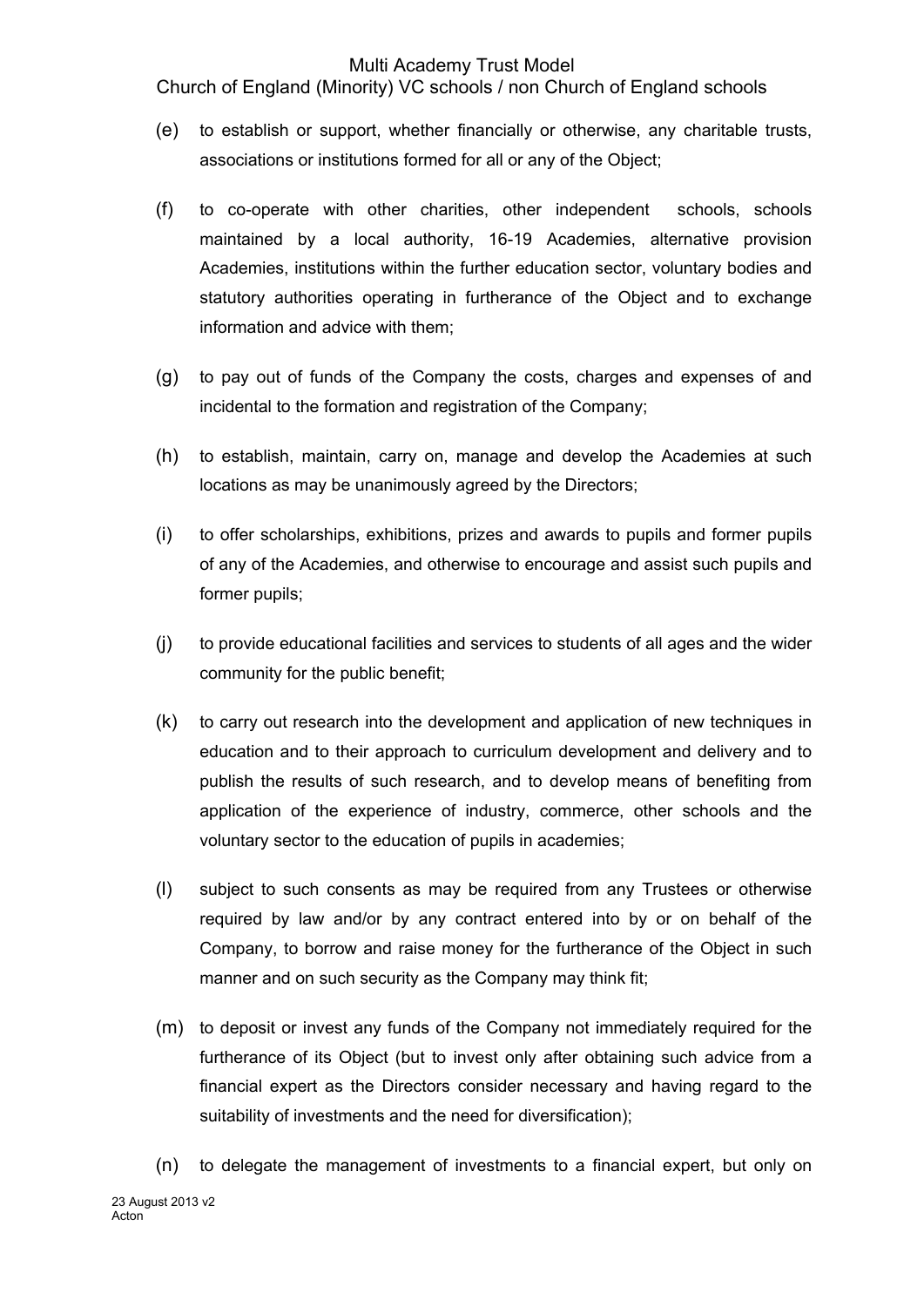(e) to establish or support, whether financially or otherwise, any charitable trusts, associations or institutions formed for all or any of the Object;

(f) to co-operate with other charities, other independent schools, schools maintained by a local authority, 16-19 Academies, alternative provision Academies, institutions within the further education sector, voluntary bodies and statutory authorities operating in furtherance of the Object and to exchange information and advice with them;

(g) to pay out of funds of the Company the costs, charges and expenses of and incidental to the formation and registration of the Company;

(h) to establish, maintain, carry on, manage and develop the Academies at such locations as may be unanimously agreed by the Directors;

(i) to offer scholarships, exhibitions, prizes and awards to pupils and former pupils of any of the Academies, and otherwise to encourage and assist such pupils and former pupils;

(j) to provide educational facilities and services to students of all ages and the wider community for the public benefit;

(k) to carry out research into the development and application of new techniques in education and to their approach to curriculum development and delivery and to publish the results of such research, and to develop means of benefiting from application of the experience of industry, commerce, other schools and the voluntary sector to the education of pupils in academies;

(l) subject to such consents as may be required from any Trustees or otherwise required by law and/or by any contract entered into by or on behalf of the Company, to borrow and raise money for the furtherance of the Object in such manner and on such security as the Company may think fit;

(m) to deposit or invest any funds of the Company not immediately required for the furtherance of its Object (but to invest only after obtaining such advice from a financial expert as the Directors consider necessary and having regard to the suitability of investments and the need for diversification);

(n) to delegate the management of investments to a financial expert, but only on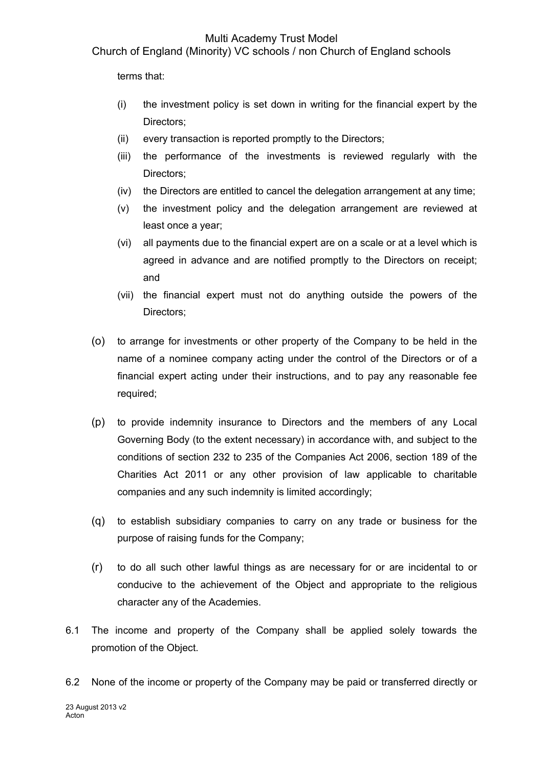terms that:

(i) the investment policy is set down in writing for the financial expert by the Directors;

(ii) every transaction is reported promptly to the Directors;

(iii) the performance of the investments is reviewed regularly with the Directors;

(iv) the Directors are entitled to cancel the delegation arrangement at any time;

(v) the investment policy and the delegation arrangement are reviewed at least once a year;

(vi) all payments due to the financial expert are on a scale or at a level which is agreed in advance and are notified promptly to the Directors on receipt; and

(vii) the financial expert must not do anything outside the powers of the Directors;

(o) to arrange for investments or other property of the Company to be held in the name of a nominee company acting under the control of the Directors or of a financial expert acting under their instructions, and to pay any reasonable fee required;

(p) to provide indemnity insurance to Directors and the members of any Local Governing Body (to the extent necessary) in accordance with, and subject to the conditions of section 232 to 235 of the Companies Act 2006, section 189 of the Charities Act 2011 or any other provision of law applicable to charitable companies and any such indemnity is limited accordingly;

(q) to establish subsidiary companies to carry on any trade or business for the purpose of raising funds for the Company;

(r) to do all such other lawful things as are necessary for or are incidental to or conducive to the achievement of the Object and appropriate to the religious character any of the Academies.

6.1 The income and property of the Company shall be applied solely towards the promotion of the Object.

6.2 None of the income or property of the Company may be paid or transferred directly or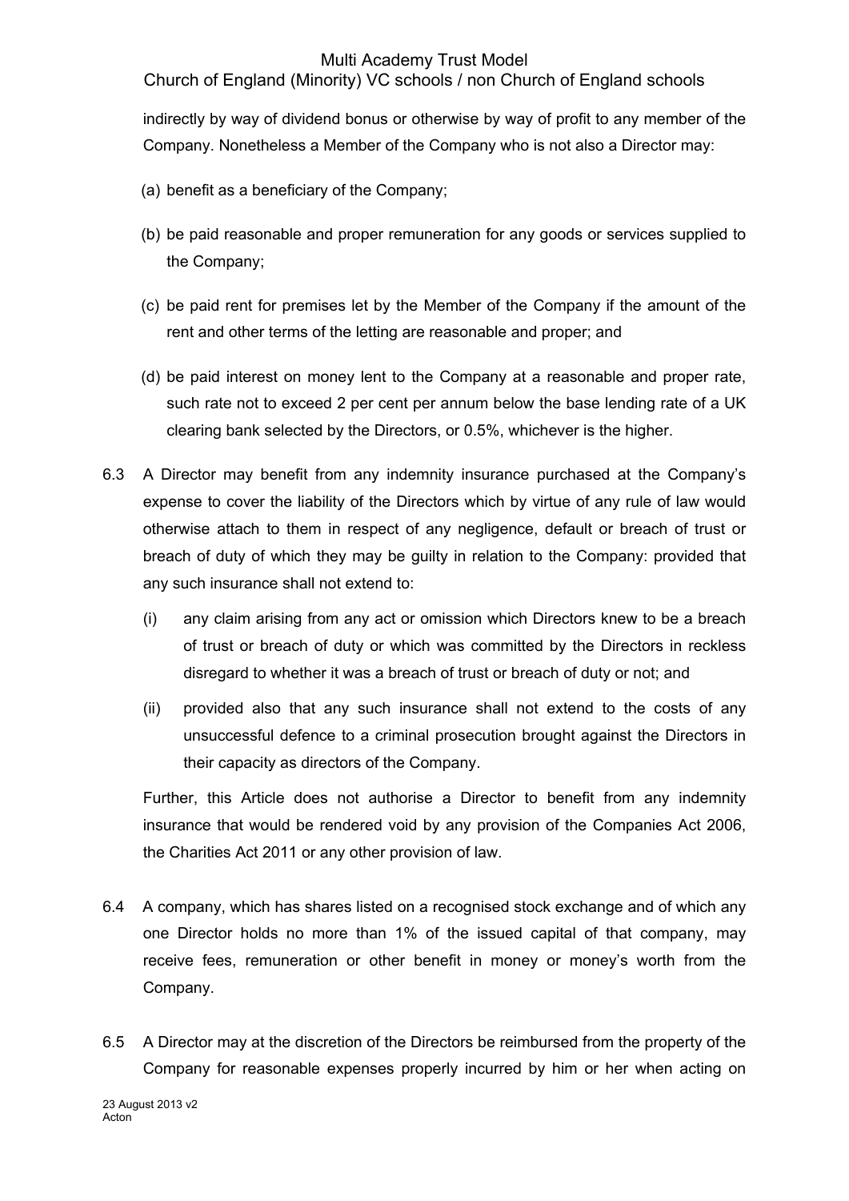indirectly by way of dividend bonus or otherwise by way of profit to any member of the Company. Nonetheless a Member of the Company who is not also a Director may:

(a) benefit as a beneficiary of the Company;

(b) be paid reasonable and proper remuneration for any goods or services supplied to the Company;

(c) be paid rent for premises let by the Member of the Company if the amount of the rent and other terms of the letting are reasonable and proper; and

(d) be paid interest on money lent to the Company at a reasonable and proper rate, such rate not to exceed 2 per cent per annum below the base lending rate of a UK clearing bank selected by the Directors, or 0.5%, whichever is the higher.

6.3 A Director may benefit from any indemnity insurance purchased at the Company's expense to cover the liability of the Directors which by virtue of any rule of law would otherwise attach to them in respect of any negligence, default or breach of trust or breach of duty of which they may be guilty in relation to the Company: provided that any such insurance shall not extend to:

(i) any claim arising from any act or omission which Directors knew to be a breach of trust or breach of duty or which was committed by the Directors in reckless disregard to whether it was a breach of trust or breach of duty or not; and

(ii) provided also that any such insurance shall not extend to the costs of any unsuccessful defence to a criminal prosecution brought against the Directors in their capacity as directors of the Company.

Further, this Article does not authorise a Director to benefit from any indemnity insurance that would be rendered void by any provision of the Companies Act 2006, the Charities Act 2011 or any other provision of law.

6.4 A company, which has shares listed on a recognised stock exchange and of which any one Director holds no more than 1% of the issued capital of that company, may receive fees, remuneration or other benefit in money or money's worth from the Company.

6.5 A Director may at the discretion of the Directors be reimbursed from the property of the Company for reasonable expenses properly incurred by him or her when acting on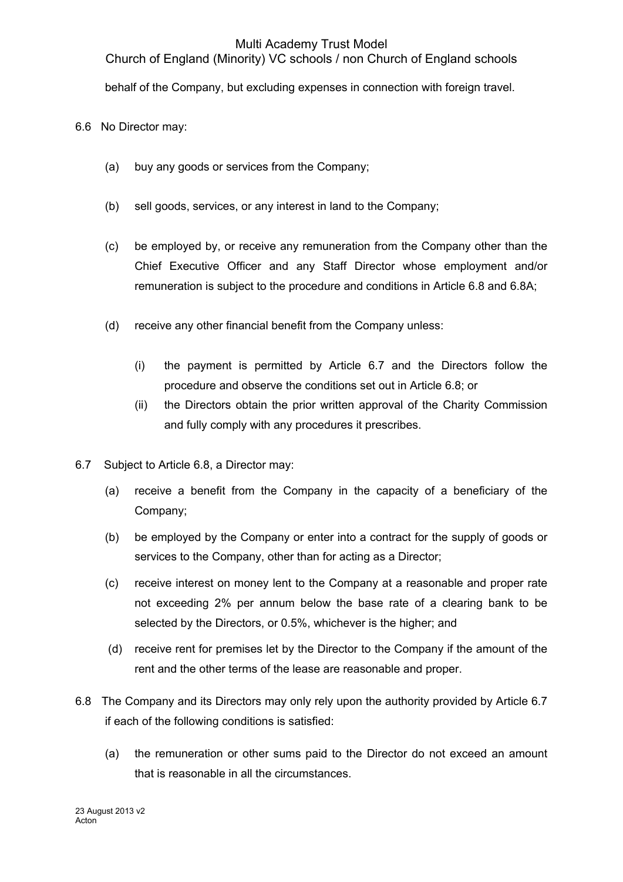behalf of the Company, but excluding expenses in connection with foreign travel.

6.6 No Director may:

(a) buy any goods or services from the Company;

(b) sell goods, services, or any interest in land to the Company;

(c) be employed by, or receive any remuneration from the Company other than the Chief Executive Officer and any Staff Director whose employment and/or remuneration is subject to the procedure and conditions in Article 6.8 and 6.8A;

(d) receive any other financial benefit from the Company unless:

(i) the payment is permitted by Article 6.7 and the Directors follow the procedure and observe the conditions set out in Article 6.8; or

(ii) the Directors obtain the prior written approval of the Charity Commission and fully comply with any procedures it prescribes.

6.7 Subject to Article 6.8, a Director may:

(a) receive a benefit from the Company in the capacity of a beneficiary of the Company;

(b) be employed by the Company or enter into a contract for the supply of goods or services to the Company, other than for acting as a Director;

(c) receive interest on money lent to the Company at a reasonable and proper rate not exceeding 2% per annum below the base rate of a clearing bank to be selected by the Directors, or 0.5%, whichever is the higher; and

(d) receive rent for premises let by the Director to the Company if the amount of the rent and the other terms of the lease are reasonable and proper.

6.8 The Company and its Directors may only rely upon the authority provided by Article 6.7 if each of the following conditions is satisfied:

(a) the remuneration or other sums paid to the Director do not exceed an amount that is reasonable in all the circumstances.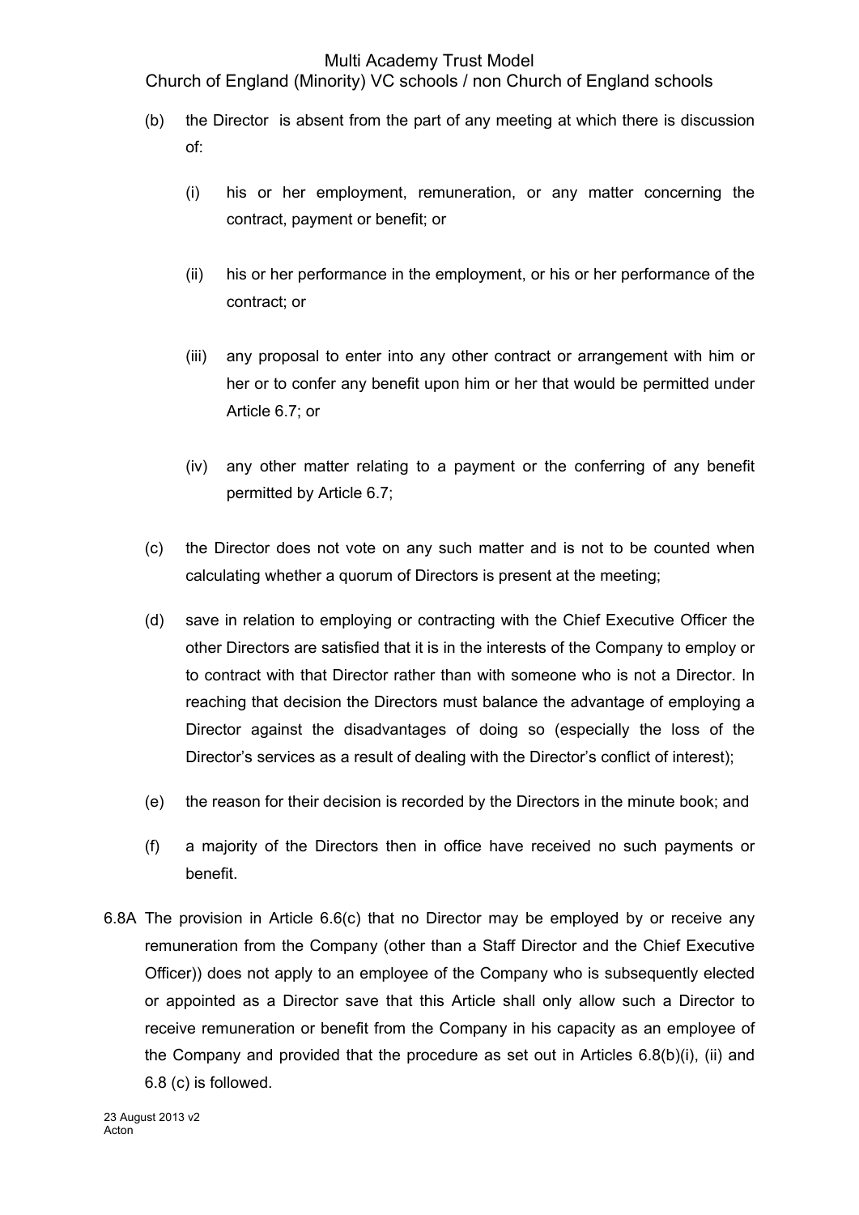(b) the Director is absent from the part of any meeting at which there is discussion of:

(i) his or her employment, remuneration, or any matter concerning the contract, payment or benefit; or

(ii) his or her performance in the employment, or his or her performance of the contract; or

(iii) any proposal to enter into any other contract or arrangement with him or her or to confer any benefit upon him or her that would be permitted under Article 6.7; or

(iv) any other matter relating to a payment or the conferring of any benefit permitted by Article 6.7;

(c) the Director does not vote on any such matter and is not to be counted when calculating whether a quorum of Directors is present at the meeting;

(d) save in relation to employing or contracting with the Chief Executive Officer the other Directors are satisfied that it is in the interests of the Company to employ or to contract with that Director rather than with someone who is not a Director. In reaching that decision the Directors must balance the advantage of employing a Director against the disadvantages of doing so (especially the loss of the Director's services as a result of dealing with the Director's conflict of interest);

(e) the reason for their decision is recorded by the Directors in the minute book; and

(f) a majority of the Directors then in office have received no such payments or benefit.

6.8A The provision in Article 6.6(c) that no Director may be employed by or receive any remuneration from the Company (other than a Staff Director and the Chief Executive Officer)) does not apply to an employee of the Company who is subsequently elected or appointed as a Director save that this Article shall only allow such a Director to receive remuneration or benefit from the Company in his capacity as an employee of the Company and provided that the procedure as set out in Articles 6.8(b)(i), (ii) and 6.8 (c) is followed.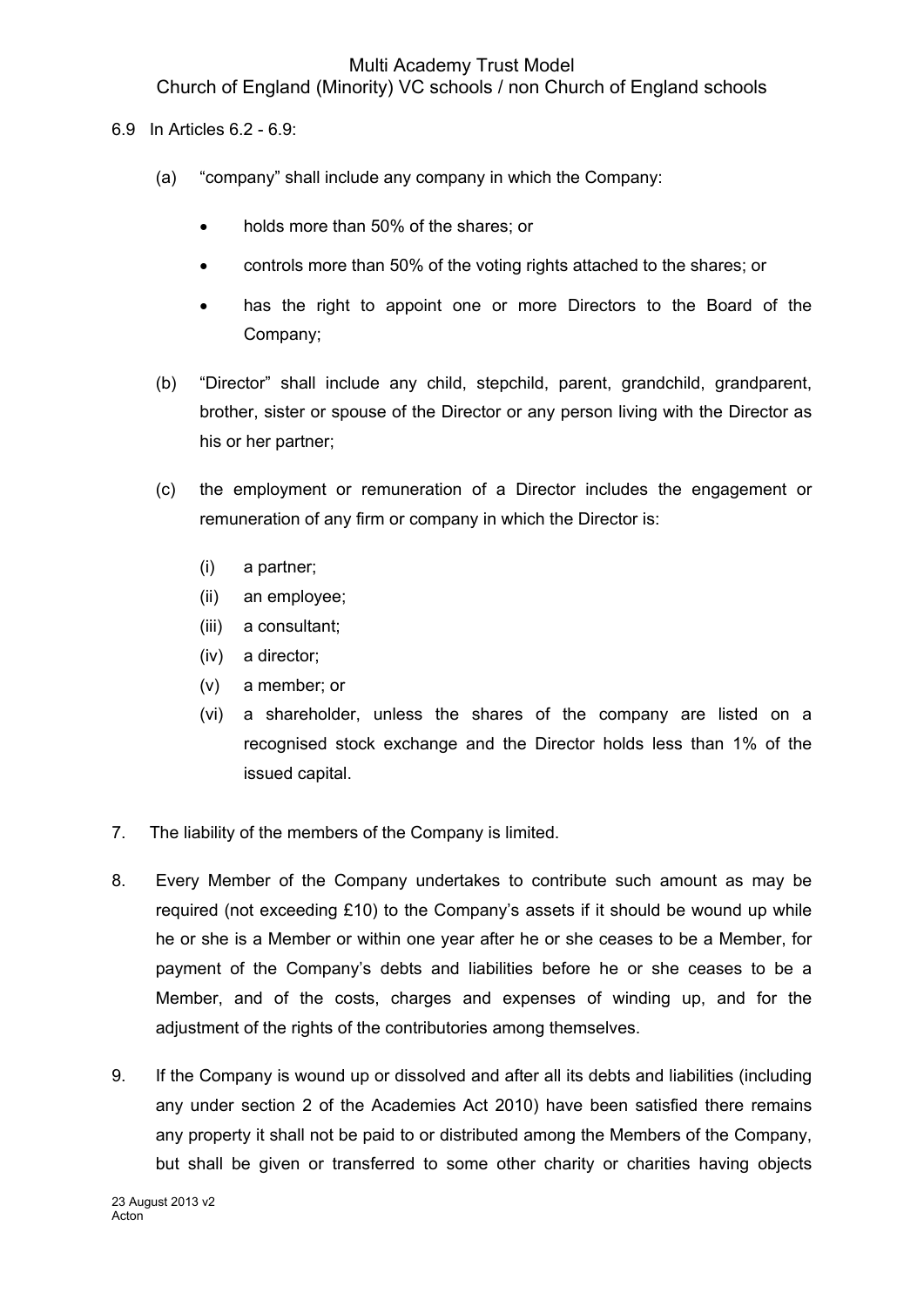6.9 In Articles 6.2 - 6.9:

(a) "company" shall include any company in which the Company:

- holds more than 50% of the shares; or
- controls more than 50% of the voting rights attached to the shares; or
- has the right to appoint one or more Directors to the Board of the Company;

(b) "Director" shall include any child, stepchild, parent, grandchild, grandparent, brother, sister or spouse of the Director or any person living with the Director as his or her partner;

(c) the employment or remuneration of a Director includes the engagement or remuneration of any firm or company in which the Director is:

(i) a partner;
(ii) an employee;
(iii) a consultant;
(iv) a director;
(v) a member; or
(vi) a shareholder, unless the shares of the company are listed on a recognised stock exchange and the Director holds less than 1% of the issued capital.

7. The liability of the members of the Company is limited.

8. Every Member of the Company undertakes to contribute such amount as may be required (not exceeding £10) to the Company's assets if it should be wound up while he or she is a Member or within one year after he or she ceases to be a Member, for payment of the Company's debts and liabilities before he or she ceases to be a Member, and of the costs, charges and expenses of winding up, and for the adjustment of the rights of the contributories among themselves.

9. If the Company is wound up or dissolved and after all its debts and liabilities (including any under section 2 of the Academies Act 2010) have been satisfied there remains any property it shall not be paid to or distributed among the Members of the Company, but shall be given or transferred to some other charity or charities having objects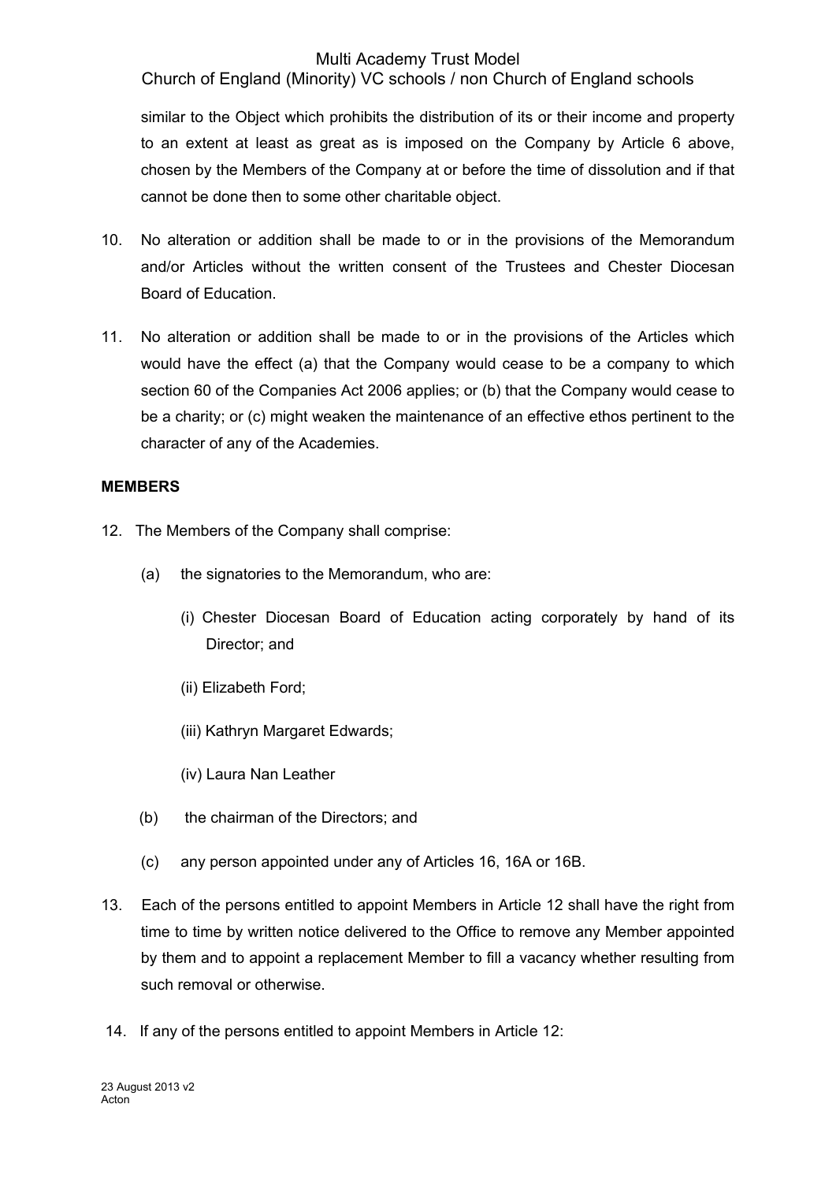similar to the Object which prohibits the distribution of its or their income and property to an extent at least as great as is imposed on the Company by Article 6 above, chosen by the Members of the Company at or before the time of dissolution and if that cannot be done then to some other charitable object.

10. No alteration or addition shall be made to or in the provisions of the Memorandum and/or Articles without the written consent of the Trustees and Chester Diocesan Board of Education.

11. No alteration or addition shall be made to or in the provisions of the Articles which would have the effect (a) that the Company would cease to be a company to which section 60 of the Companies Act 2006 applies; or (b) that the Company would cease to be a charity; or (c) might weaken the maintenance of an effective ethos pertinent to the character of any of the Academies.

**MEMBERS**

12. The Members of the Company shall comprise:

    (a) the signatories to the Memorandum, who are:

        (i) Chester Diocesan Board of Education acting corporately by hand of its Director; and

        (ii) Elizabeth Ford;

        (iii) Kathryn Margaret Edwards;

        (iv) Laura Nan Leather

    (b) the chairman of the Directors; and

    (c) any person appointed under any of Articles 16, 16A or 16B.

13. Each of the persons entitled to appoint Members in Article 12 shall have the right from time to time by written notice delivered to the Office to remove any Member appointed by them and to appoint a replacement Member to fill a vacancy whether resulting from such removal or otherwise.

14. If any of the persons entitled to appoint Members in Article 12: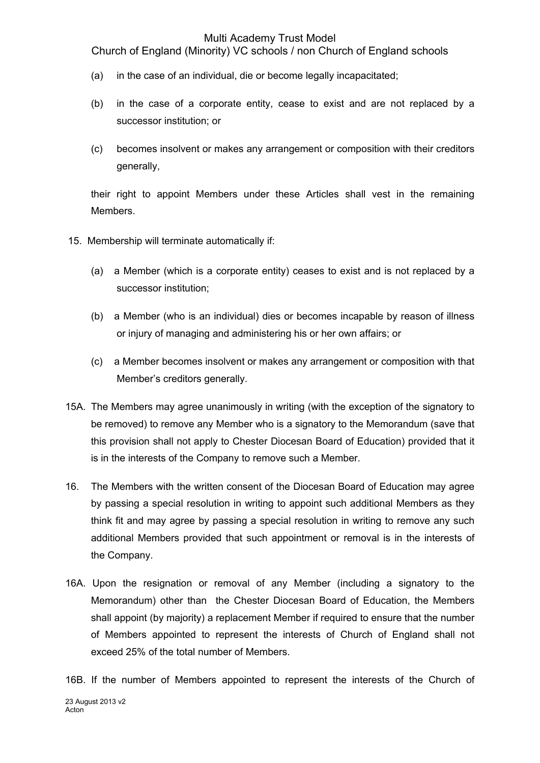(a) in the case of an individual, die or become legally incapacitated;

(b) in the case of a corporate entity, cease to exist and are not replaced by a successor institution; or

(c) becomes insolvent or makes any arrangement or composition with their creditors generally,

their right to appoint Members under these Articles shall vest in the remaining Members.

15. Membership will terminate automatically if:

(a) a Member (which is a corporate entity) ceases to exist and is not replaced by a successor institution;

(b) a Member (who is an individual) dies or becomes incapable by reason of illness or injury of managing and administering his or her own affairs; or

(c) a Member becomes insolvent or makes any arrangement or composition with that Member's creditors generally.

15A. The Members may agree unanimously in writing (with the exception of the signatory to be removed) to remove any Member who is a signatory to the Memorandum (save that this provision shall not apply to Chester Diocesan Board of Education) provided that it is in the interests of the Company to remove such a Member.

16. The Members with the written consent of the Diocesan Board of Education may agree by passing a special resolution in writing to appoint such additional Members as they think fit and may agree by passing a special resolution in writing to remove any such additional Members provided that such appointment or removal is in the interests of the Company.

16A. Upon the resignation or removal of any Member (including a signatory to the Memorandum) other than the Chester Diocesan Board of Education, the Members shall appoint (by majority) a replacement Member if required to ensure that the number of Members appointed to represent the interests of Church of England shall not exceed 25% of the total number of Members.

16B. If the number of Members appointed to represent the interests of the Church of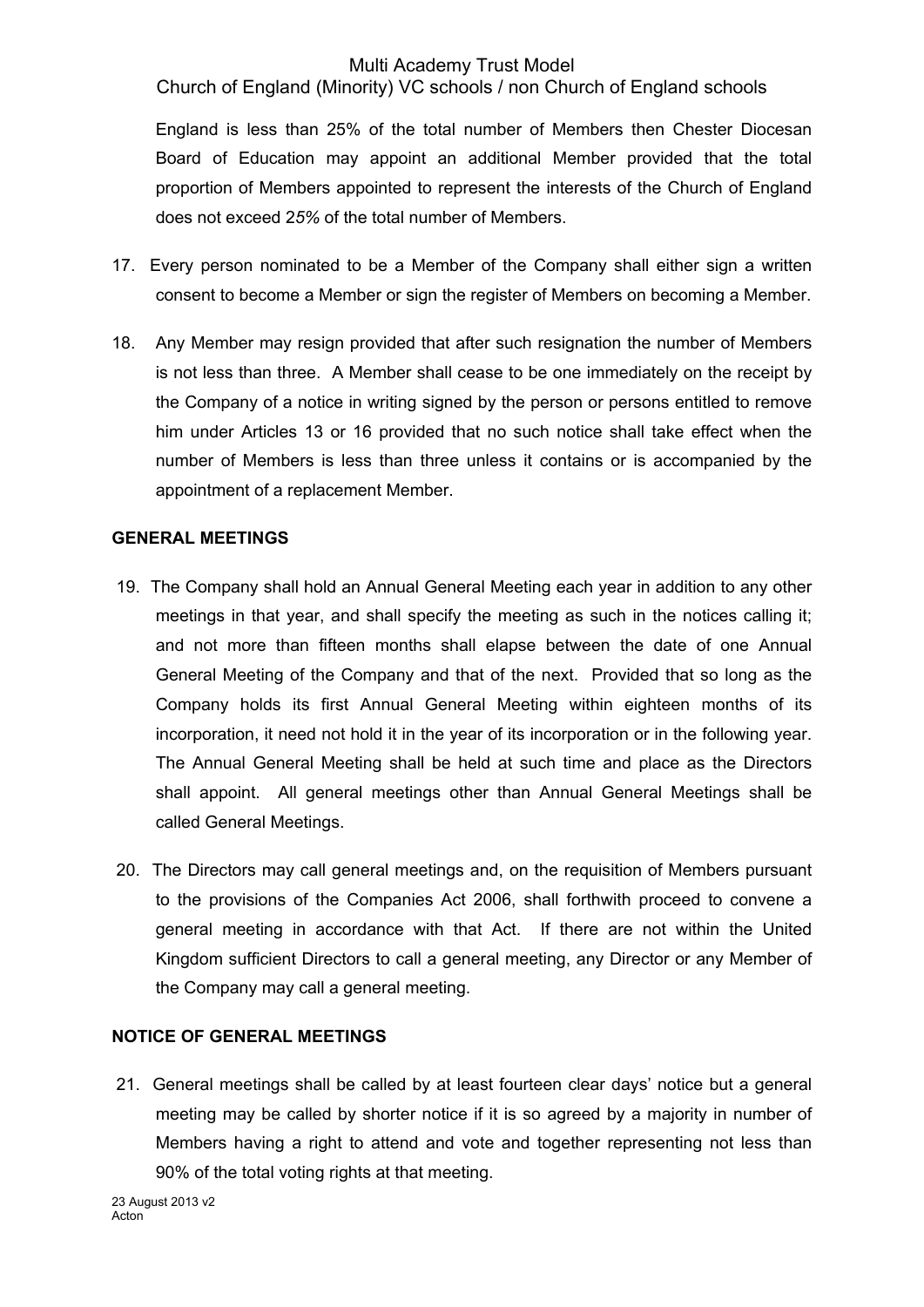England is less than 25% of the total number of Members then Chester Diocesan Board of Education may appoint an additional Member provided that the total proportion of Members appointed to represent the interests of the Church of England does not exceed 2*5%* of the total number of Members.

17. Every person nominated to be a Member of the Company shall either sign a written consent to become a Member or sign the register of Members on becoming a Member.

18. Any Member may resign provided that after such resignation the number of Members is not less than three. A Member shall cease to be one immediately on the receipt by the Company of a notice in writing signed by the person or persons entitled to remove him under Articles 13 or 16 provided that no such notice shall take effect when the number of Members is less than three unless it contains or is accompanied by the appointment of a replacement Member.

**GENERAL MEETINGS**

19. The Company shall hold an Annual General Meeting each year in addition to any other meetings in that year, and shall specify the meeting as such in the notices calling it; and not more than fifteen months shall elapse between the date of one Annual General Meeting of the Company and that of the next. Provided that so long as the Company holds its first Annual General Meeting within eighteen months of its incorporation, it need not hold it in the year of its incorporation or in the following year. The Annual General Meeting shall be held at such time and place as the Directors shall appoint. All general meetings other than Annual General Meetings shall be called General Meetings.

20. The Directors may call general meetings and, on the requisition of Members pursuant to the provisions of the Companies Act 2006, shall forthwith proceed to convene a general meeting in accordance with that Act. If there are not within the United Kingdom sufficient Directors to call a general meeting, any Director or any Member of the Company may call a general meeting.

**NOTICE OF GENERAL MEETINGS**

21. General meetings shall be called by at least fourteen clear days' notice but a general meeting may be called by shorter notice if it is so agreed by a majority in number of Members having a right to attend and vote and together representing not less than 90% of the total voting rights at that meeting.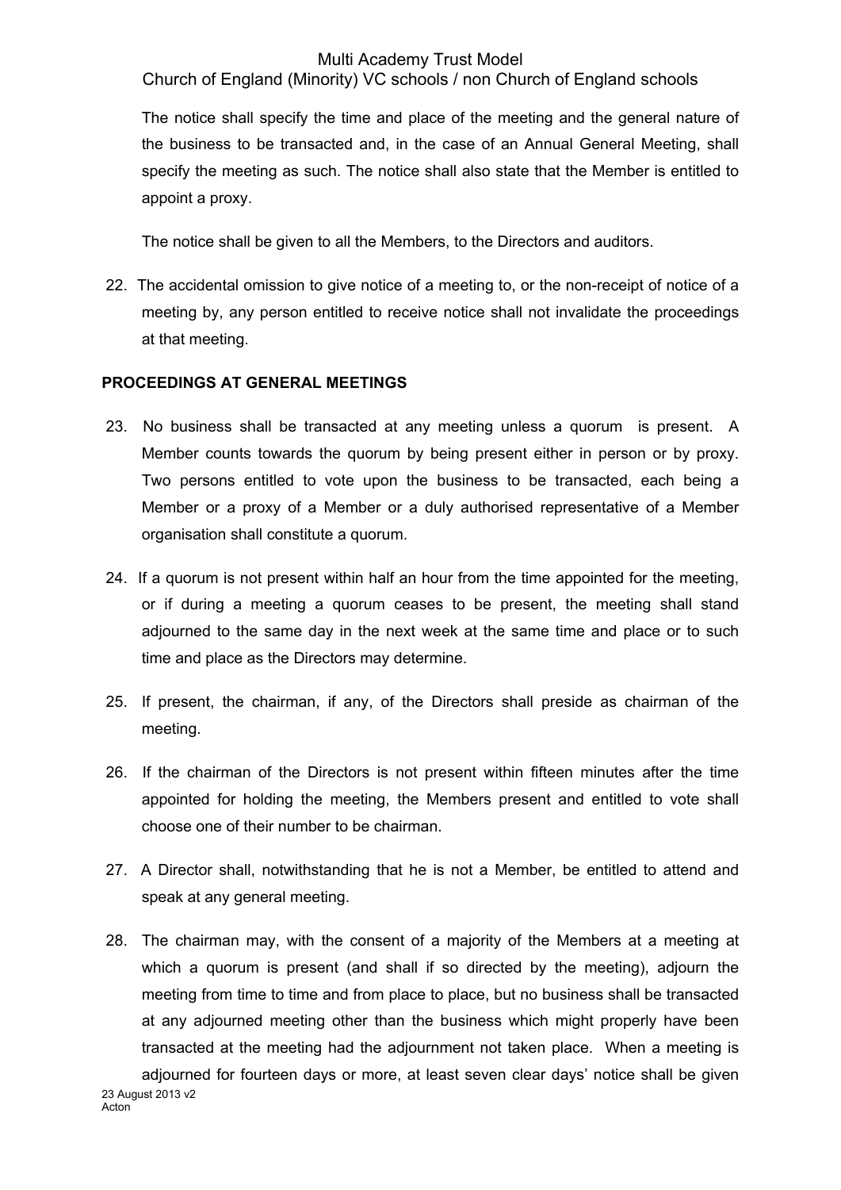The notice shall specify the time and place of the meeting and the general nature of the business to be transacted and, in the case of an Annual General Meeting, shall specify the meeting as such. The notice shall also state that the Member is entitled to appoint a proxy.

The notice shall be given to all the Members, to the Directors and auditors.

22. The accidental omission to give notice of a meeting to, or the non-receipt of notice of a meeting by, any person entitled to receive notice shall not invalidate the proceedings at that meeting.

**PROCEEDINGS AT GENERAL MEETINGS**

23. No business shall be transacted at any meeting unless a quorum is present. A Member counts towards the quorum by being present either in person or by proxy. Two persons entitled to vote upon the business to be transacted, each being a Member or a proxy of a Member or a duly authorised representative of a Member organisation shall constitute a quorum.

24. If a quorum is not present within half an hour from the time appointed for the meeting, or if during a meeting a quorum ceases to be present, the meeting shall stand adjourned to the same day in the next week at the same time and place or to such time and place as the Directors may determine.

25. If present, the chairman, if any, of the Directors shall preside as chairman of the meeting.

26. If the chairman of the Directors is not present within fifteen minutes after the time appointed for holding the meeting, the Members present and entitled to vote shall choose one of their number to be chairman.

27. A Director shall, notwithstanding that he is not a Member, be entitled to attend and speak at any general meeting.

28. The chairman may, with the consent of a majority of the Members at a meeting at which a quorum is present (and shall if so directed by the meeting), adjourn the meeting from time to time and from place to place, but no business shall be transacted at any adjourned meeting other than the business which might properly have been transacted at the meeting had the adjournment not taken place. When a meeting is adjourned for fourteen days or more, at least seven clear days' notice shall be given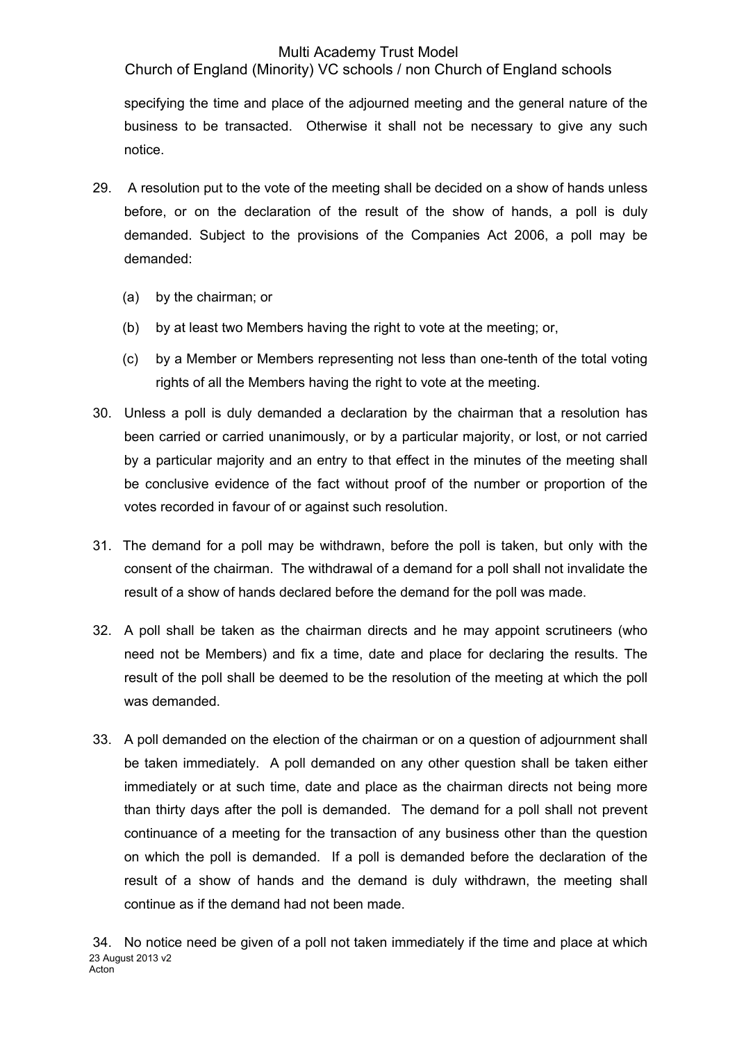specifying the time and place of the adjourned meeting and the general nature of the business to be transacted. Otherwise it shall not be necessary to give any such notice.

29. A resolution put to the vote of the meeting shall be decided on a show of hands unless before, or on the declaration of the result of the show of hands, a poll is duly demanded. Subject to the provisions of the Companies Act 2006, a poll may be demanded:

    (a) by the chairman; or

    (b) by at least two Members having the right to vote at the meeting; or,

    (c) by a Member or Members representing not less than one-tenth of the total voting rights of all the Members having the right to vote at the meeting.

30. Unless a poll is duly demanded a declaration by the chairman that a resolution has been carried or carried unanimously, or by a particular majority, or lost, or not carried by a particular majority and an entry to that effect in the minutes of the meeting shall be conclusive evidence of the fact without proof of the number or proportion of the votes recorded in favour of or against such resolution.

31. The demand for a poll may be withdrawn, before the poll is taken, but only with the consent of the chairman. The withdrawal of a demand for a poll shall not invalidate the result of a show of hands declared before the demand for the poll was made.

32. A poll shall be taken as the chairman directs and he may appoint scrutineers (who need not be Members) and fix a time, date and place for declaring the results. The result of the poll shall be deemed to be the resolution of the meeting at which the poll was demanded.

33. A poll demanded on the election of the chairman or on a question of adjournment shall be taken immediately. A poll demanded on any other question shall be taken either immediately or at such time, date and place as the chairman directs not being more than thirty days after the poll is demanded. The demand for a poll shall not prevent continuance of a meeting for the transaction of any business other than the question on which the poll is demanded. If a poll is demanded before the declaration of the result of a show of hands and the demand is duly withdrawn, the meeting shall continue as if the demand had not been made.

34. No notice need be given of a poll not taken immediately if the time and place at which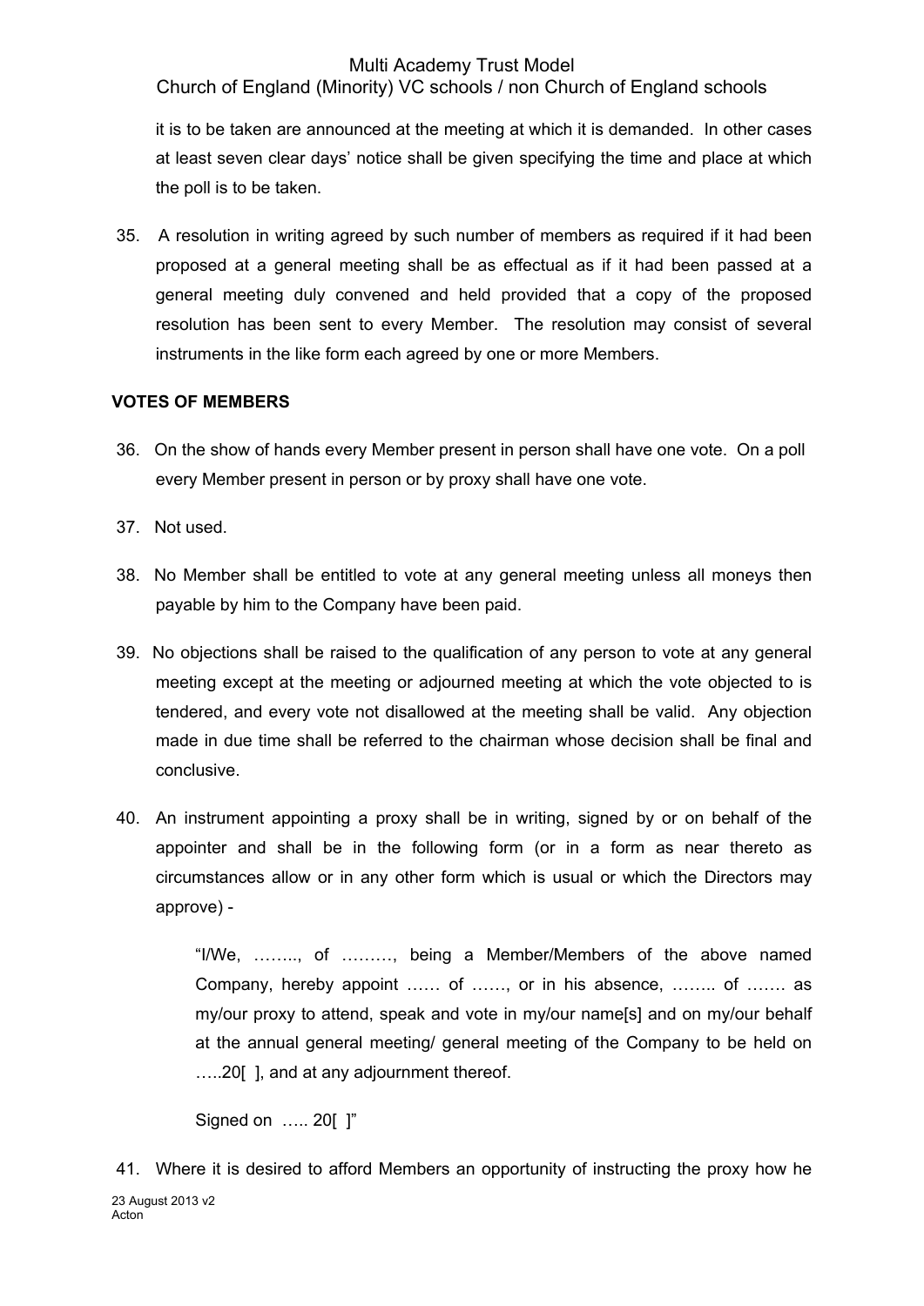it is to be taken are announced at the meeting at which it is demanded. In other cases at least seven clear days' notice shall be given specifying the time and place at which the poll is to be taken.

35. A resolution in writing agreed by such number of members as required if it had been proposed at a general meeting shall be as effectual as if it had been passed at a general meeting duly convened and held provided that a copy of the proposed resolution has been sent to every Member. The resolution may consist of several instruments in the like form each agreed by one or more Members.

**VOTES OF MEMBERS**

36. On the show of hands every Member present in person shall have one vote. On a poll every Member present in person or by proxy shall have one vote.

37. Not used.

38. No Member shall be entitled to vote at any general meeting unless all moneys then payable by him to the Company have been paid.

39. No objections shall be raised to the qualification of any person to vote at any general meeting except at the meeting or adjourned meeting at which the vote objected to is tendered, and every vote not disallowed at the meeting shall be valid. Any objection made in due time shall be referred to the chairman whose decision shall be final and conclusive.

40. An instrument appointing a proxy shall be in writing, signed by or on behalf of the appointer and shall be in the following form (or in a form as near thereto as circumstances allow or in any other form which is usual or which the Directors may approve) -

> "I/We, …….., of ………, being a Member/Members of the above named Company, hereby appoint …… of ……, or in his absence, …….. of ……. as my/our proxy to attend, speak and vote in my/our name[s] and on my/our behalf at the annual general meeting/ general meeting of the Company to be held on …..20[ ], and at any adjournment thereof.
>
> Signed on ….. 20[ ]"

41. Where it is desired to afford Members an opportunity of instructing the proxy how he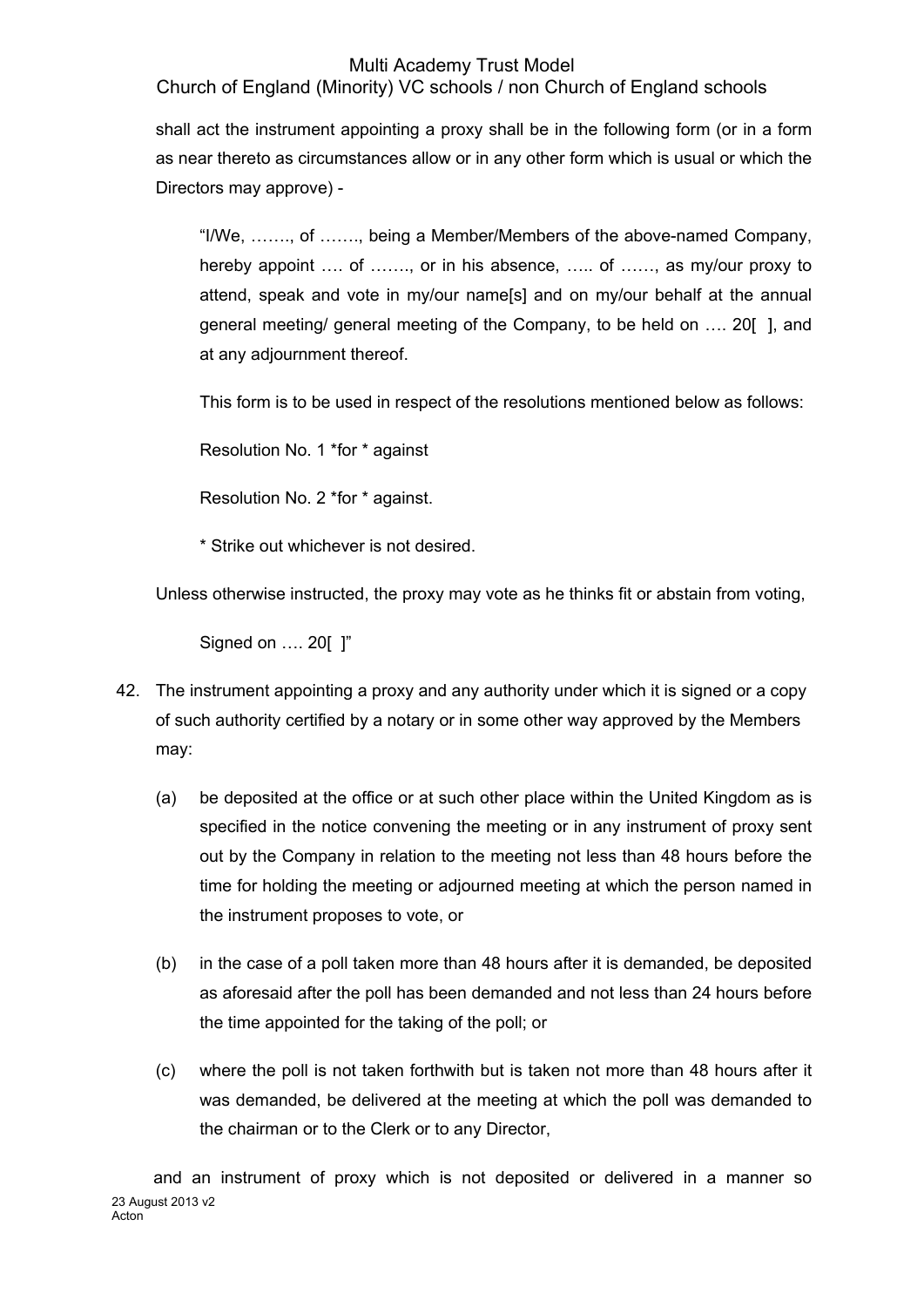shall act the instrument appointing a proxy shall be in the following form (or in a form as near thereto as circumstances allow or in any other form which is usual or which the Directors may approve) -

> "I/We, ……., of ……., being a Member/Members of the above-named Company, hereby appoint …. of ……., or in his absence, ….. of ……, as my/our proxy to attend, speak and vote in my/our name[s] and on my/our behalf at the annual general meeting/ general meeting of the Company, to be held on …. 20[ ], and at any adjournment thereof.
>
> This form is to be used in respect of the resolutions mentioned below as follows:
>
> Resolution No. 1 *for * against
>
> Resolution No. 2 *for * against.
>
> * Strike out whichever is not desired.

Unless otherwise instructed, the proxy may vote as he thinks fit or abstain from voting,

> Signed on …. 20[ ]"

42. The instrument appointing a proxy and any authority under which it is signed or a copy of such authority certified by a notary or in some other way approved by the Members may:

    (a) be deposited at the office or at such other place within the United Kingdom as is specified in the notice convening the meeting or in any instrument of proxy sent out by the Company in relation to the meeting not less than 48 hours before the time for holding the meeting or adjourned meeting at which the person named in the instrument proposes to vote, or

    (b) in the case of a poll taken more than 48 hours after it is demanded, be deposited as aforesaid after the poll has been demanded and not less than 24 hours before the time appointed for the taking of the poll; or

    (c) where the poll is not taken forthwith but is taken not more than 48 hours after it was demanded, be delivered at the meeting at which the poll was demanded to the chairman or to the Clerk or to any Director,

    and an instrument of proxy which is not deposited or delivered in a manner so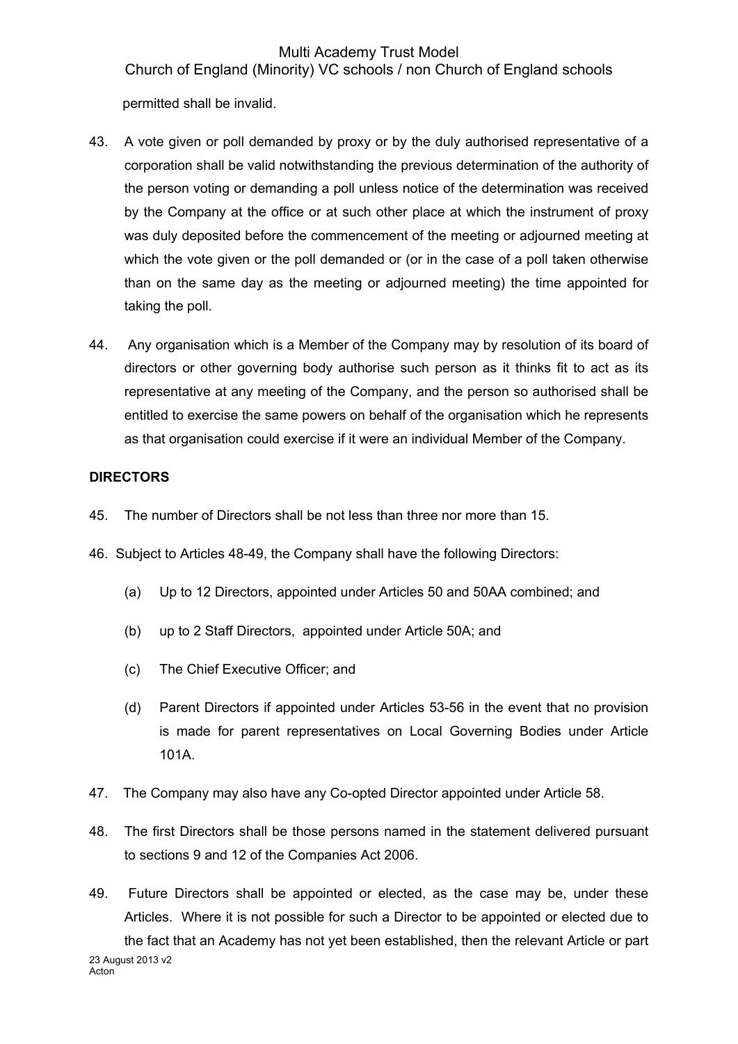permitted shall be invalid.

43. A vote given or poll demanded by proxy or by the duly authorised representative of a corporation shall be valid notwithstanding the previous determination of the authority of the person voting or demanding a poll unless notice of the determination was received by the Company at the office or at such other place at which the instrument of proxy was duly deposited before the commencement of the meeting or adjourned meeting at which the vote given or the poll demanded or (or in the case of a poll taken otherwise than on the same day as the meeting or adjourned meeting) the time appointed for taking the poll.

44. Any organisation which is a Member of the Company may by resolution of its board of directors or other governing body authorise such person as it thinks fit to act as its representative at any meeting of the Company, and the person so authorised shall be entitled to exercise the same powers on behalf of the organisation which he represents as that organisation could exercise if it were an individual Member of the Company.

**DIRECTORS**

45. The number of Directors shall be not less than three nor more than 15.

46. Subject to Articles 48-49, the Company shall have the following Directors:

    (a) Up to 12 Directors, appointed under Articles 50 and 50AA combined; and

    (b) up to 2 Staff Directors, appointed under Article 50A; and

    (c) The Chief Executive Officer; and

    (d) Parent Directors if appointed under Articles 53-56 in the event that no provision is made for parent representatives on Local Governing Bodies under Article 101A.

47. The Company may also have any Co-opted Director appointed under Article 58.

48. The first Directors shall be those persons named in the statement delivered pursuant to sections 9 and 12 of the Companies Act 2006.

49. Future Directors shall be appointed or elected, as the case may be, under these Articles. Where it is not possible for such a Director to be appointed or elected due to the fact that an Academy has not yet been established, then the relevant Article or part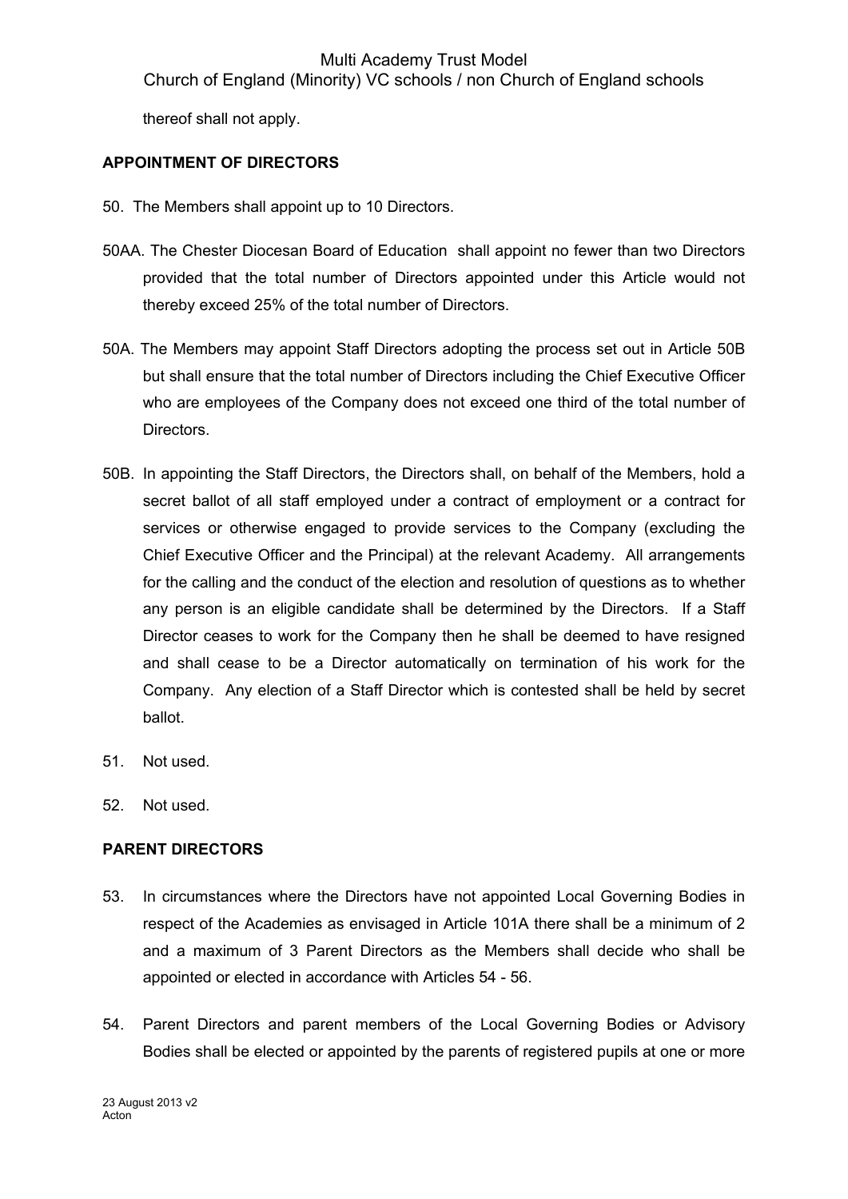thereof shall not apply.

**APPOINTMENT OF DIRECTORS**

50. The Members shall appoint up to 10 Directors.

50AA. The Chester Diocesan Board of Education shall appoint no fewer than two Directors provided that the total number of Directors appointed under this Article would not thereby exceed 25% of the total number of Directors.

50A. The Members may appoint Staff Directors adopting the process set out in Article 50B but shall ensure that the total number of Directors including the Chief Executive Officer who are employees of the Company does not exceed one third of the total number of Directors.

50B. In appointing the Staff Directors, the Directors shall, on behalf of the Members, hold a secret ballot of all staff employed under a contract of employment or a contract for services or otherwise engaged to provide services to the Company (excluding the Chief Executive Officer and the Principal) at the relevant Academy. All arrangements for the calling and the conduct of the election and resolution of questions as to whether any person is an eligible candidate shall be determined by the Directors. If a Staff Director ceases to work for the Company then he shall be deemed to have resigned and shall cease to be a Director automatically on termination of his work for the Company. Any election of a Staff Director which is contested shall be held by secret ballot.

51. Not used.

52. Not used.

**PARENT DIRECTORS**

53. In circumstances where the Directors have not appointed Local Governing Bodies in respect of the Academies as envisaged in Article 101A there shall be a minimum of 2 and a maximum of 3 Parent Directors as the Members shall decide who shall be appointed or elected in accordance with Articles 54 - 56.

54. Parent Directors and parent members of the Local Governing Bodies or Advisory Bodies shall be elected or appointed by the parents of registered pupils at one or more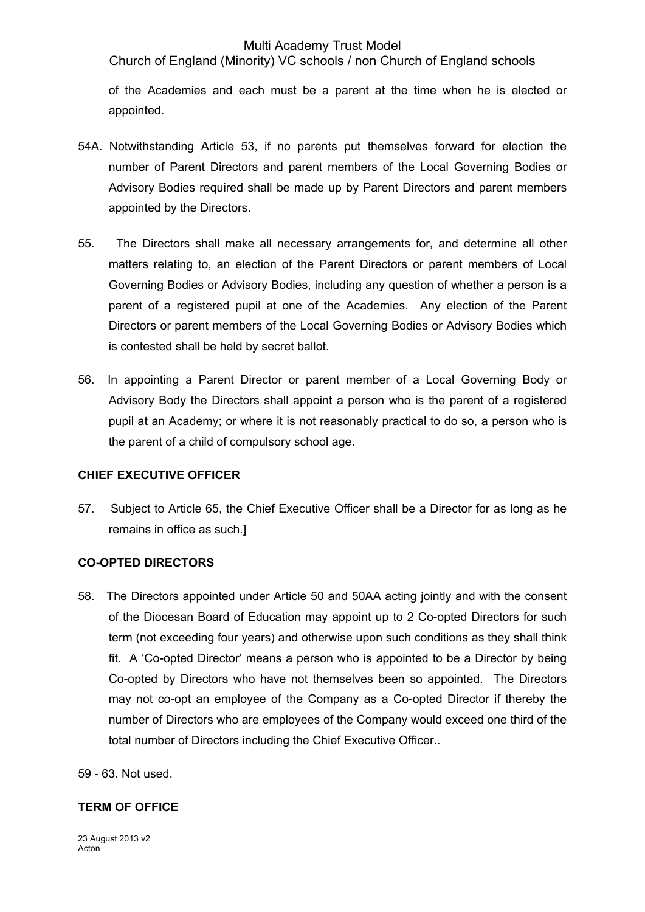of the Academies and each must be a parent at the time when he is elected or appointed.

54A. Notwithstanding Article 53, if no parents put themselves forward for election the number of Parent Directors and parent members of the Local Governing Bodies or Advisory Bodies required shall be made up by Parent Directors and parent members appointed by the Directors.

55. The Directors shall make all necessary arrangements for, and determine all other matters relating to, an election of the Parent Directors or parent members of Local Governing Bodies or Advisory Bodies, including any question of whether a person is a parent of a registered pupil at one of the Academies. Any election of the Parent Directors or parent members of the Local Governing Bodies or Advisory Bodies which is contested shall be held by secret ballot.

56. In appointing a Parent Director or parent member of a Local Governing Body or Advisory Body the Directors shall appoint a person who is the parent of a registered pupil at an Academy; or where it is not reasonably practical to do so, a person who is the parent of a child of compulsory school age.

**CHIEF EXECUTIVE OFFICER**

57. Subject to Article 65, the Chief Executive Officer shall be a Director for as long as he remains in office as such.]

**CO-OPTED DIRECTORS**

58. The Directors appointed under Article 50 and 50AA acting jointly and with the consent of the Diocesan Board of Education may appoint up to 2 Co-opted Directors for such term (not exceeding four years) and otherwise upon such conditions as they shall think fit. A 'Co-opted Director' means a person who is appointed to be a Director by being Co-opted by Directors who have not themselves been so appointed. The Directors may not co-opt an employee of the Company as a Co-opted Director if thereby the number of Directors who are employees of the Company would exceed one third of the total number of Directors including the Chief Executive Officer..

59 - 63. Not used.

**TERM OF OFFICE**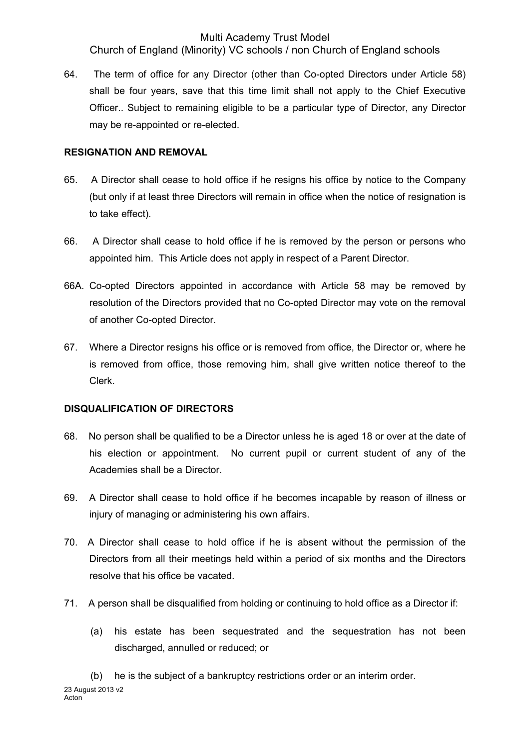64. The term of office for any Director (other than Co-opted Directors under Article 58) shall be four years, save that this time limit shall not apply to the Chief Executive Officer.. Subject to remaining eligible to be a particular type of Director, any Director may be re-appointed or re-elected.

**RESIGNATION AND REMOVAL**

65. A Director shall cease to hold office if he resigns his office by notice to the Company (but only if at least three Directors will remain in office when the notice of resignation is to take effect).

66. A Director shall cease to hold office if he is removed by the person or persons who appointed him. This Article does not apply in respect of a Parent Director.

66A. Co-opted Directors appointed in accordance with Article 58 may be removed by resolution of the Directors provided that no Co-opted Director may vote on the removal of another Co-opted Director.

67. Where a Director resigns his office or is removed from office, the Director or, where he is removed from office, those removing him, shall give written notice thereof to the Clerk.

**DISQUALIFICATION OF DIRECTORS**

68. No person shall be qualified to be a Director unless he is aged 18 or over at the date of his election or appointment. No current pupil or current student of any of the Academies shall be a Director.

69. A Director shall cease to hold office if he becomes incapable by reason of illness or injury of managing or administering his own affairs.

70. A Director shall cease to hold office if he is absent without the permission of the Directors from all their meetings held within a period of six months and the Directors resolve that his office be vacated.

71. A person shall be disqualified from holding or continuing to hold office as a Director if:

(a) his estate has been sequestrated and the sequestration has not been discharged, annulled or reduced; or

(b) he is the subject of a bankruptcy restrictions order or an interim order.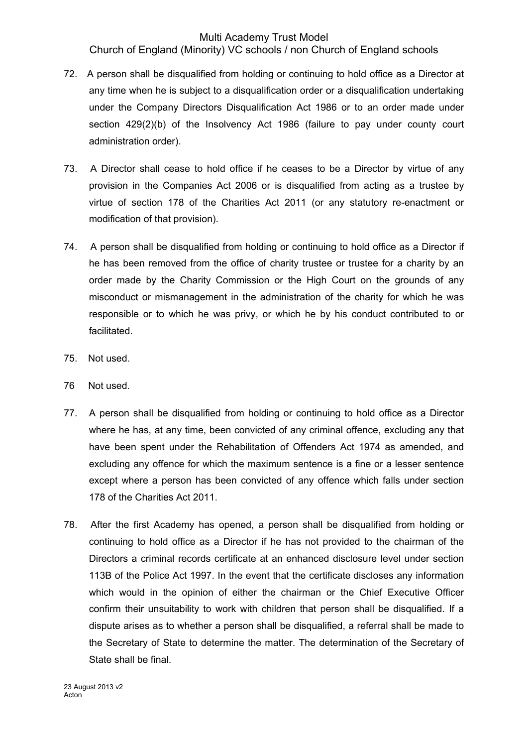72. A person shall be disqualified from holding or continuing to hold office as a Director at any time when he is subject to a disqualification order or a disqualification undertaking under the Company Directors Disqualification Act 1986 or to an order made under section 429(2)(b) of the Insolvency Act 1986 (failure to pay under county court administration order).

73. A Director shall cease to hold office if he ceases to be a Director by virtue of any provision in the Companies Act 2006 or is disqualified from acting as a trustee by virtue of section 178 of the Charities Act 2011 (or any statutory re-enactment or modification of that provision).

74. A person shall be disqualified from holding or continuing to hold office as a Director if he has been removed from the office of charity trustee or trustee for a charity by an order made by the Charity Commission or the High Court on the grounds of any misconduct or mismanagement in the administration of the charity for which he was responsible or to which he was privy, or which he by his conduct contributed to or facilitated.

75. Not used.

76 Not used.

77. A person shall be disqualified from holding or continuing to hold office as a Director where he has, at any time, been convicted of any criminal offence, excluding any that have been spent under the Rehabilitation of Offenders Act 1974 as amended, and excluding any offence for which the maximum sentence is a fine or a lesser sentence except where a person has been convicted of any offence which falls under section 178 of the Charities Act 2011.

78. After the first Academy has opened, a person shall be disqualified from holding or continuing to hold office as a Director if he has not provided to the chairman of the Directors a criminal records certificate at an enhanced disclosure level under section 113B of the Police Act 1997. In the event that the certificate discloses any information which would in the opinion of either the chairman or the Chief Executive Officer confirm their unsuitability to work with children that person shall be disqualified. If a dispute arises as to whether a person shall be disqualified, a referral shall be made to the Secretary of State to determine the matter. The determination of the Secretary of State shall be final.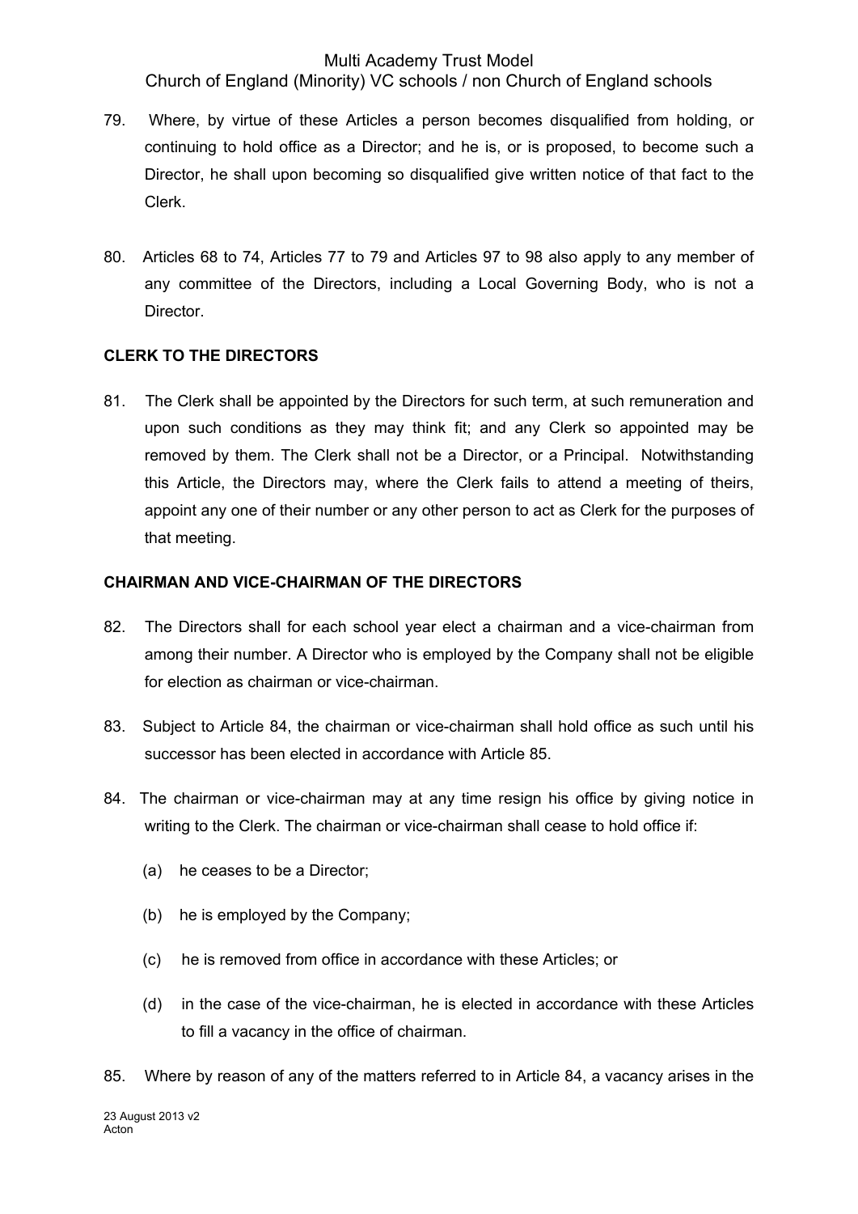79. Where, by virtue of these Articles a person becomes disqualified from holding, or continuing to hold office as a Director; and he is, or is proposed, to become such a Director, he shall upon becoming so disqualified give written notice of that fact to the Clerk.

80. Articles 68 to 74, Articles 77 to 79 and Articles 97 to 98 also apply to any member of any committee of the Directors, including a Local Governing Body, who is not a Director.

**CLERK TO THE DIRECTORS**

81. The Clerk shall be appointed by the Directors for such term, at such remuneration and upon such conditions as they may think fit; and any Clerk so appointed may be removed by them. The Clerk shall not be a Director, or a Principal. Notwithstanding this Article, the Directors may, where the Clerk fails to attend a meeting of theirs, appoint any one of their number or any other person to act as Clerk for the purposes of that meeting.

**CHAIRMAN AND VICE-CHAIRMAN OF THE DIRECTORS**

82. The Directors shall for each school year elect a chairman and a vice-chairman from among their number. A Director who is employed by the Company shall not be eligible for election as chairman or vice-chairman.

83. Subject to Article 84, the chairman or vice-chairman shall hold office as such until his successor has been elected in accordance with Article 85.

84. The chairman or vice-chairman may at any time resign his office by giving notice in writing to the Clerk. The chairman or vice-chairman shall cease to hold office if:

    (a) he ceases to be a Director;

    (b) he is employed by the Company;

    (c) he is removed from office in accordance with these Articles; or

    (d) in the case of the vice-chairman, he is elected in accordance with these Articles to fill a vacancy in the office of chairman.

85. Where by reason of any of the matters referred to in Article 84, a vacancy arises in the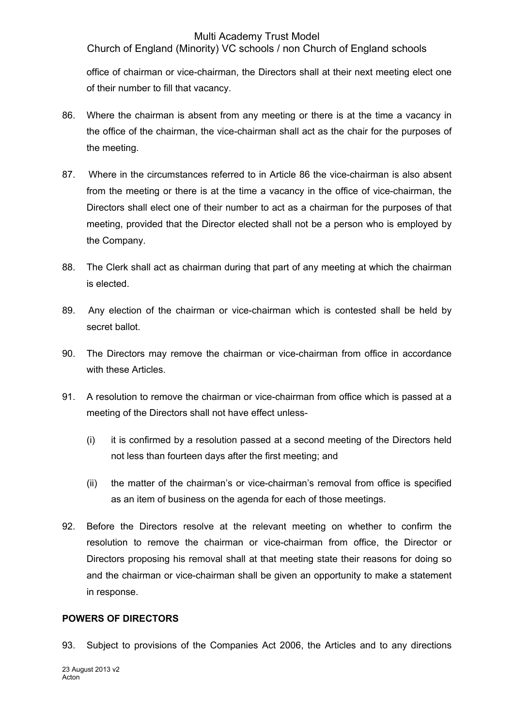office of chairman or vice-chairman, the Directors shall at their next meeting elect one of their number to fill that vacancy.

86. Where the chairman is absent from any meeting or there is at the time a vacancy in the office of the chairman, the vice-chairman shall act as the chair for the purposes of the meeting.

87. Where in the circumstances referred to in Article 86 the vice-chairman is also absent from the meeting or there is at the time a vacancy in the office of vice-chairman, the Directors shall elect one of their number to act as a chairman for the purposes of that meeting, provided that the Director elected shall not be a person who is employed by the Company.

88. The Clerk shall act as chairman during that part of any meeting at which the chairman is elected.

89. Any election of the chairman or vice-chairman which is contested shall be held by secret ballot.

90. The Directors may remove the chairman or vice-chairman from office in accordance with these Articles.

91. A resolution to remove the chairman or vice-chairman from office which is passed at a meeting of the Directors shall not have effect unless-

    (i) it is confirmed by a resolution passed at a second meeting of the Directors held not less than fourteen days after the first meeting; and

    (ii) the matter of the chairman's or vice-chairman's removal from office is specified as an item of business on the agenda for each of those meetings.

92. Before the Directors resolve at the relevant meeting on whether to confirm the resolution to remove the chairman or vice-chairman from office, the Director or Directors proposing his removal shall at that meeting state their reasons for doing so and the chairman or vice-chairman shall be given an opportunity to make a statement in response.

**POWERS OF DIRECTORS**

93. Subject to provisions of the Companies Act 2006, the Articles and to any directions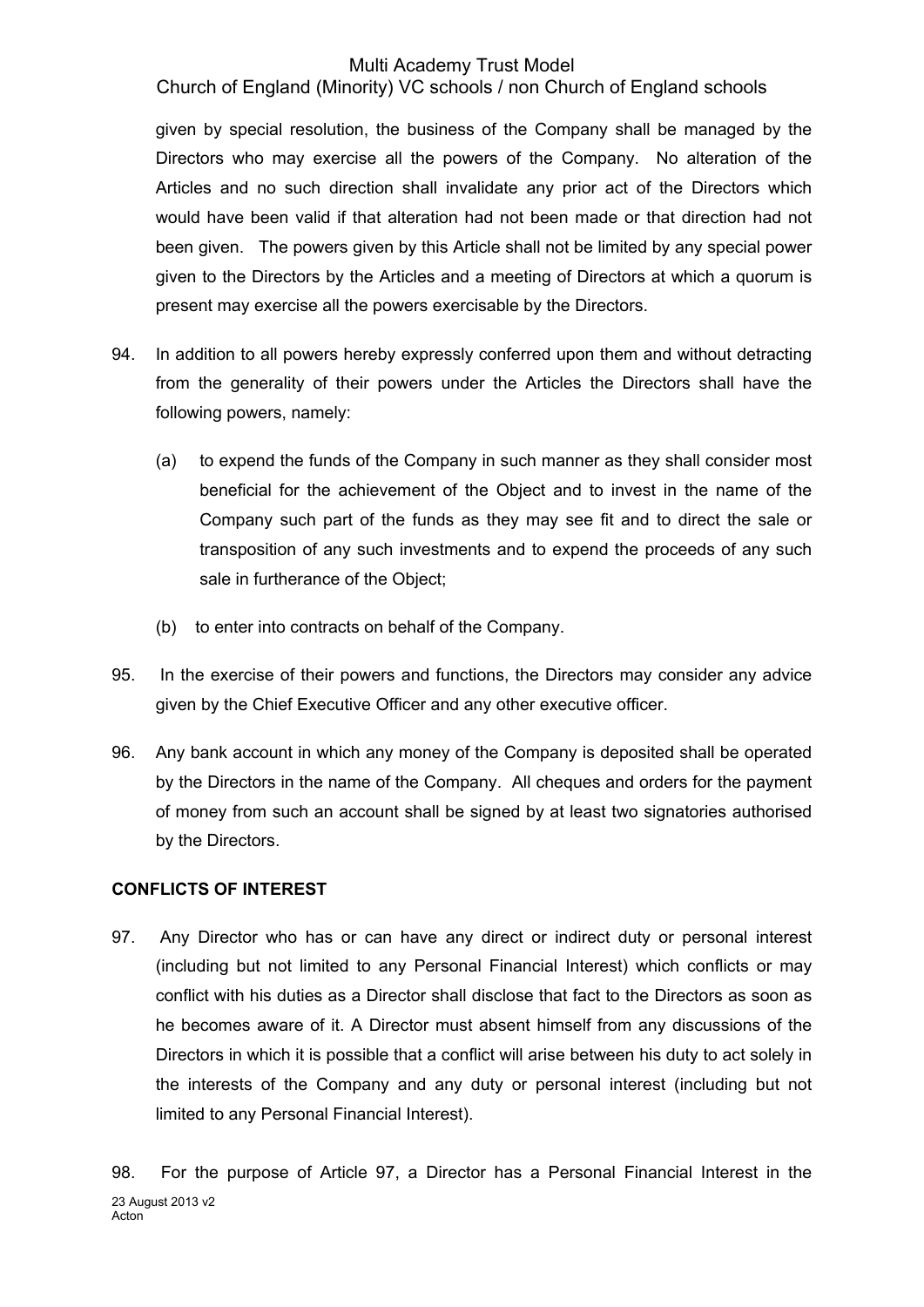given by special resolution, the business of the Company shall be managed by the Directors who may exercise all the powers of the Company. No alteration of the Articles and no such direction shall invalidate any prior act of the Directors which would have been valid if that alteration had not been made or that direction had not been given. The powers given by this Article shall not be limited by any special power given to the Directors by the Articles and a meeting of Directors at which a quorum is present may exercise all the powers exercisable by the Directors.

94. In addition to all powers hereby expressly conferred upon them and without detracting from the generality of their powers under the Articles the Directors shall have the following powers, namely:

    (a) to expend the funds of the Company in such manner as they shall consider most beneficial for the achievement of the Object and to invest in the name of the Company such part of the funds as they may see fit and to direct the sale or transposition of any such investments and to expend the proceeds of any such sale in furtherance of the Object;

    (b) to enter into contracts on behalf of the Company.

95. In the exercise of their powers and functions, the Directors may consider any advice given by the Chief Executive Officer and any other executive officer.

96. Any bank account in which any money of the Company is deposited shall be operated by the Directors in the name of the Company. All cheques and orders for the payment of money from such an account shall be signed by at least two signatories authorised by the Directors.

**CONFLICTS OF INTEREST**

97. Any Director who has or can have any direct or indirect duty or personal interest (including but not limited to any Personal Financial Interest) which conflicts or may conflict with his duties as a Director shall disclose that fact to the Directors as soon as he becomes aware of it. A Director must absent himself from any discussions of the Directors in which it is possible that a conflict will arise between his duty to act solely in the interests of the Company and any duty or personal interest (including but not limited to any Personal Financial Interest).

98. For the purpose of Article 97, a Director has a Personal Financial Interest in the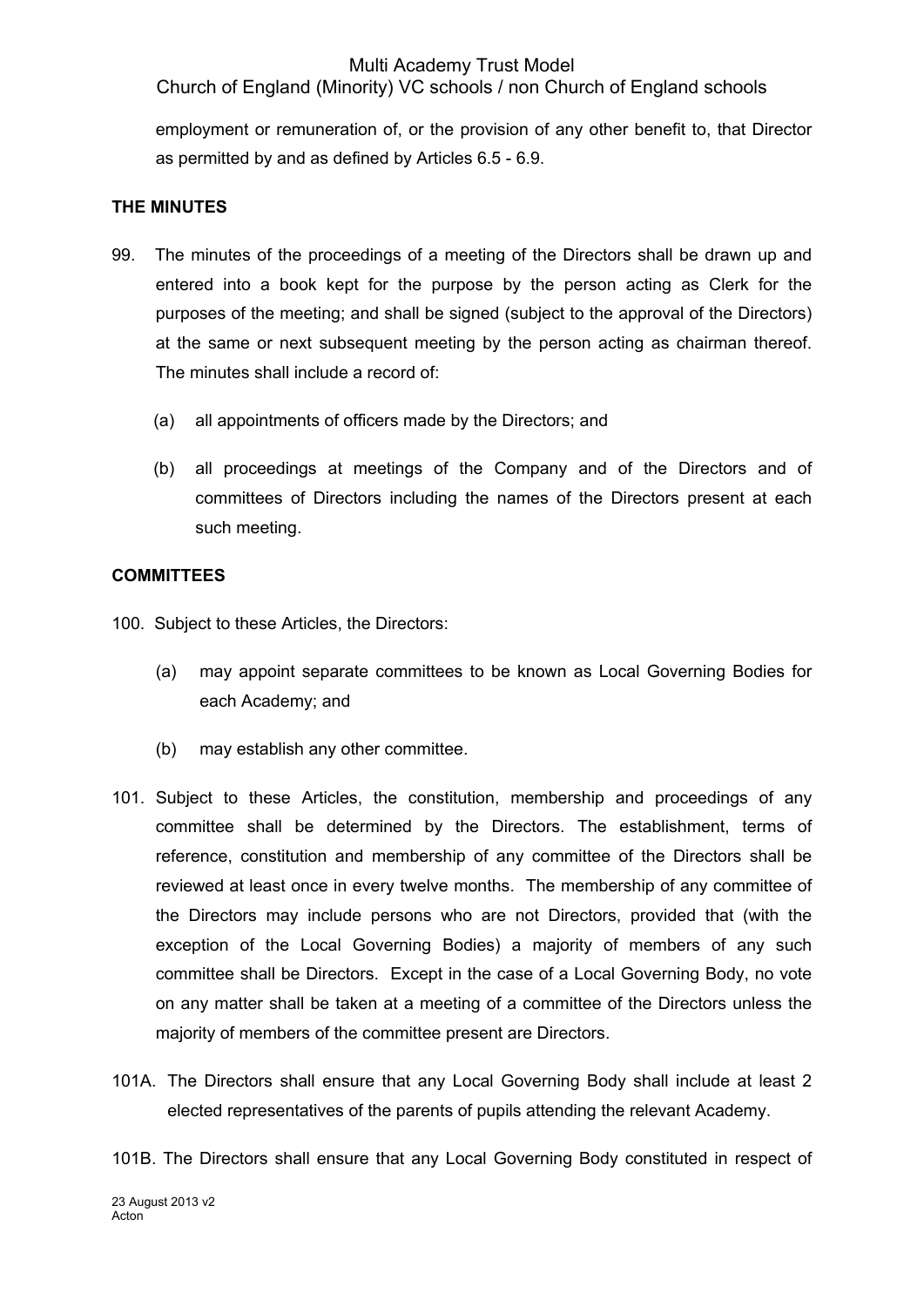employment or remuneration of, or the provision of any other benefit to, that Director as permitted by and as defined by Articles 6.5 - 6.9.

**THE MINUTES**

99. The minutes of the proceedings of a meeting of the Directors shall be drawn up and entered into a book kept for the purpose by the person acting as Clerk for the purposes of the meeting; and shall be signed (subject to the approval of the Directors) at the same or next subsequent meeting by the person acting as chairman thereof. The minutes shall include a record of:

    (a) all appointments of officers made by the Directors; and

    (b) all proceedings at meetings of the Company and of the Directors and of committees of Directors including the names of the Directors present at each such meeting.

**COMMITTEES**

100. Subject to these Articles, the Directors:

    (a) may appoint separate committees to be known as Local Governing Bodies for each Academy; and

    (b) may establish any other committee.

101. Subject to these Articles, the constitution, membership and proceedings of any committee shall be determined by the Directors. The establishment, terms of reference, constitution and membership of any committee of the Directors shall be reviewed at least once in every twelve months. The membership of any committee of the Directors may include persons who are not Directors, provided that (with the exception of the Local Governing Bodies) a majority of members of any such committee shall be Directors. Except in the case of a Local Governing Body, no vote on any matter shall be taken at a meeting of a committee of the Directors unless the majority of members of the committee present are Directors.

101A. The Directors shall ensure that any Local Governing Body shall include at least 2 elected representatives of the parents of pupils attending the relevant Academy.

101B. The Directors shall ensure that any Local Governing Body constituted in respect of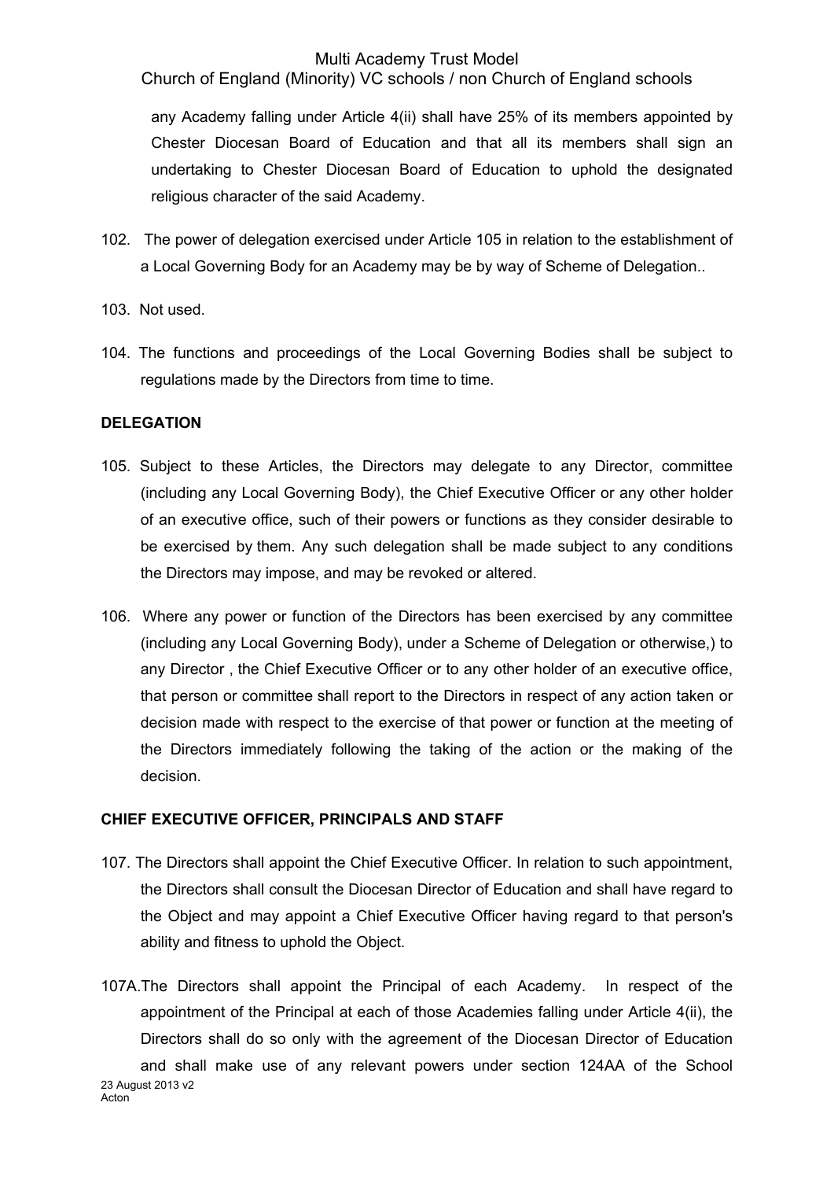any Academy falling under Article 4(ii) shall have 25% of its members appointed by Chester Diocesan Board of Education and that all its members shall sign an undertaking to Chester Diocesan Board of Education to uphold the designated religious character of the said Academy.

102. The power of delegation exercised under Article 105 in relation to the establishment of a Local Governing Body for an Academy may be by way of Scheme of Delegation..

103. Not used.

104. The functions and proceedings of the Local Governing Bodies shall be subject to regulations made by the Directors from time to time.

**DELEGATION**

105. Subject to these Articles, the Directors may delegate to any Director, committee (including any Local Governing Body), the Chief Executive Officer or any other holder of an executive office, such of their powers or functions as they consider desirable to be exercised by them. Any such delegation shall be made subject to any conditions the Directors may impose, and may be revoked or altered.

106. Where any power or function of the Directors has been exercised by any committee (including any Local Governing Body), under a Scheme of Delegation or otherwise,) to any Director , the Chief Executive Officer or to any other holder of an executive office, that person or committee shall report to the Directors in respect of any action taken or decision made with respect to the exercise of that power or function at the meeting of the Directors immediately following the taking of the action or the making of the decision.

**CHIEF EXECUTIVE OFFICER, PRINCIPALS AND STAFF**

107. The Directors shall appoint the Chief Executive Officer. In relation to such appointment, the Directors shall consult the Diocesan Director of Education and shall have regard to the Object and may appoint a Chief Executive Officer having regard to that person's ability and fitness to uphold the Object.

107A. The Directors shall appoint the Principal of each Academy. In respect of the appointment of the Principal at each of those Academies falling under Article 4(ii), the Directors shall do so only with the agreement of the Diocesan Director of Education and shall make use of any relevant powers under section 124AA of the School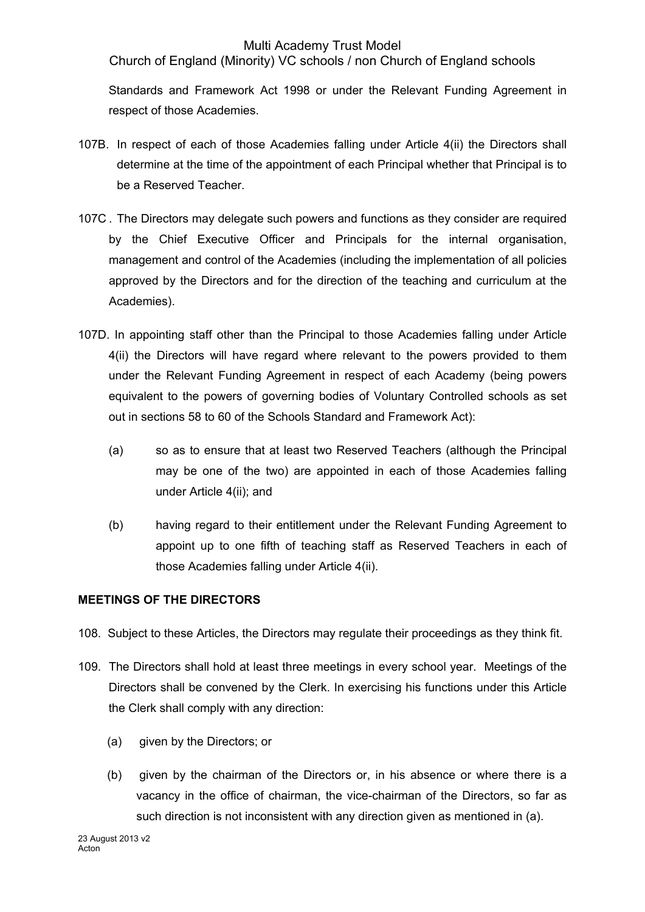Standards and Framework Act 1998 or under the Relevant Funding Agreement in respect of those Academies.

107B. In respect of each of those Academies falling under Article 4(ii) the Directors shall determine at the time of the appointment of each Principal whether that Principal is to be a Reserved Teacher.

107C . The Directors may delegate such powers and functions as they consider are required by the Chief Executive Officer and Principals for the internal organisation, management and control of the Academies (including the implementation of all policies approved by the Directors and for the direction of the teaching and curriculum at the Academies).

107D. In appointing staff other than the Principal to those Academies falling under Article 4(ii) the Directors will have regard where relevant to the powers provided to them under the Relevant Funding Agreement in respect of each Academy (being powers equivalent to the powers of governing bodies of Voluntary Controlled schools as set out in sections 58 to 60 of the Schools Standard and Framework Act):

(a) so as to ensure that at least two Reserved Teachers (although the Principal may be one of the two) are appointed in each of those Academies falling under Article 4(ii); and

(b) having regard to their entitlement under the Relevant Funding Agreement to appoint up to one fifth of teaching staff as Reserved Teachers in each of those Academies falling under Article 4(ii).

**MEETINGS OF THE DIRECTORS**

108. Subject to these Articles, the Directors may regulate their proceedings as they think fit.

109. The Directors shall hold at least three meetings in every school year. Meetings of the Directors shall be convened by the Clerk. In exercising his functions under this Article the Clerk shall comply with any direction:

(a) given by the Directors; or

(b) given by the chairman of the Directors or, in his absence or where there is a vacancy in the office of chairman, the vice-chairman of the Directors, so far as such direction is not inconsistent with any direction given as mentioned in (a).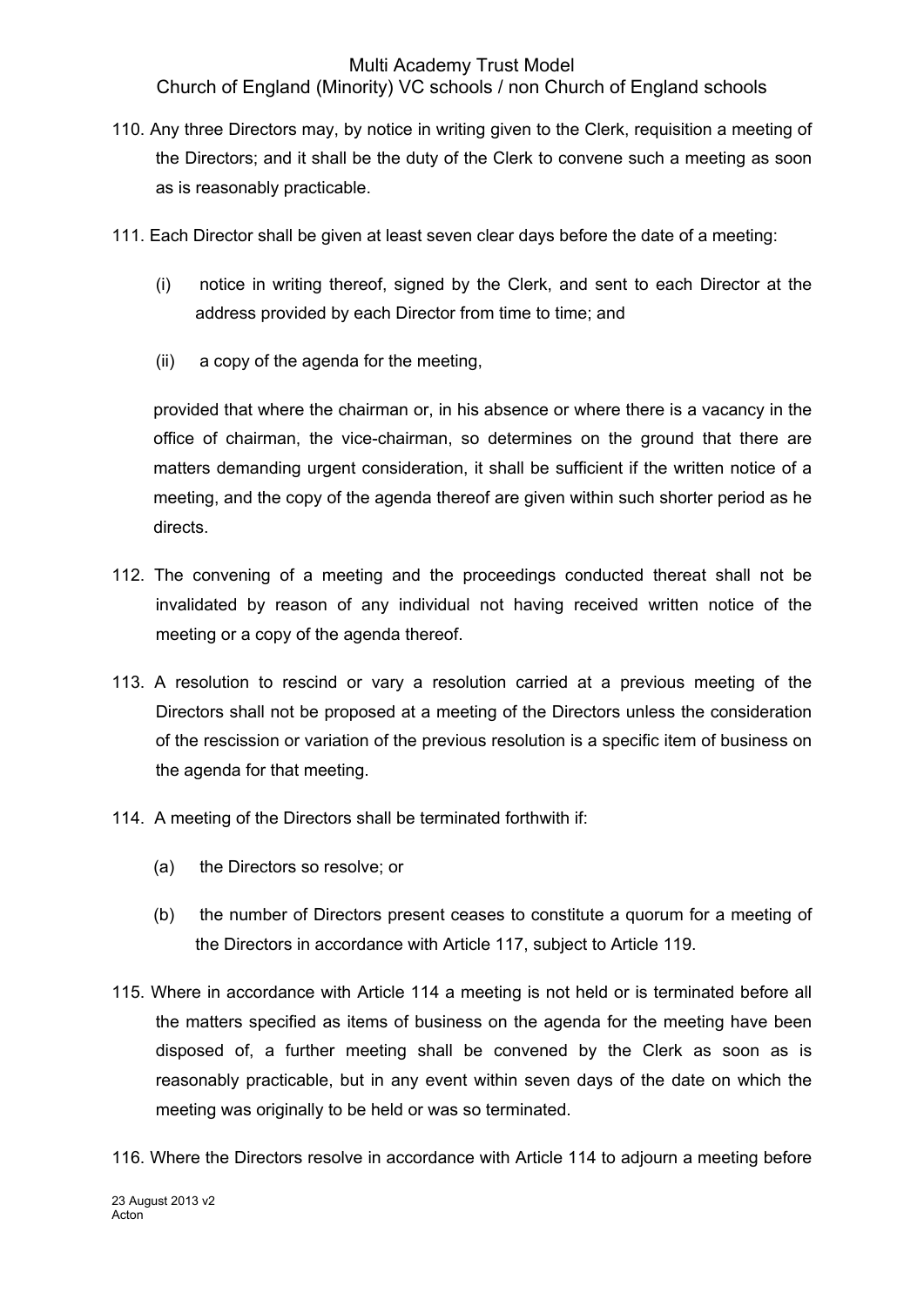110. Any three Directors may, by notice in writing given to the Clerk, requisition a meeting of the Directors; and it shall be the duty of the Clerk to convene such a meeting as soon as is reasonably practicable.

111. Each Director shall be given at least seven clear days before the date of a meeting:

    (i) notice in writing thereof, signed by the Clerk, and sent to each Director at the address provided by each Director from time to time; and

    (ii) a copy of the agenda for the meeting,

    provided that where the chairman or, in his absence or where there is a vacancy in the office of chairman, the vice-chairman, so determines on the ground that there are matters demanding urgent consideration, it shall be sufficient if the written notice of a meeting, and the copy of the agenda thereof are given within such shorter period as he directs.

112. The convening of a meeting and the proceedings conducted thereat shall not be invalidated by reason of any individual not having received written notice of the meeting or a copy of the agenda thereof.

113. A resolution to rescind or vary a resolution carried at a previous meeting of the Directors shall not be proposed at a meeting of the Directors unless the consideration of the rescission or variation of the previous resolution is a specific item of business on the agenda for that meeting.

114. A meeting of the Directors shall be terminated forthwith if:

    (a) the Directors so resolve; or

    (b) the number of Directors present ceases to constitute a quorum for a meeting of the Directors in accordance with Article 117, subject to Article 119.

115. Where in accordance with Article 114 a meeting is not held or is terminated before all the matters specified as items of business on the agenda for the meeting have been disposed of, a further meeting shall be convened by the Clerk as soon as is reasonably practicable, but in any event within seven days of the date on which the meeting was originally to be held or was so terminated.

116. Where the Directors resolve in accordance with Article 114 to adjourn a meeting before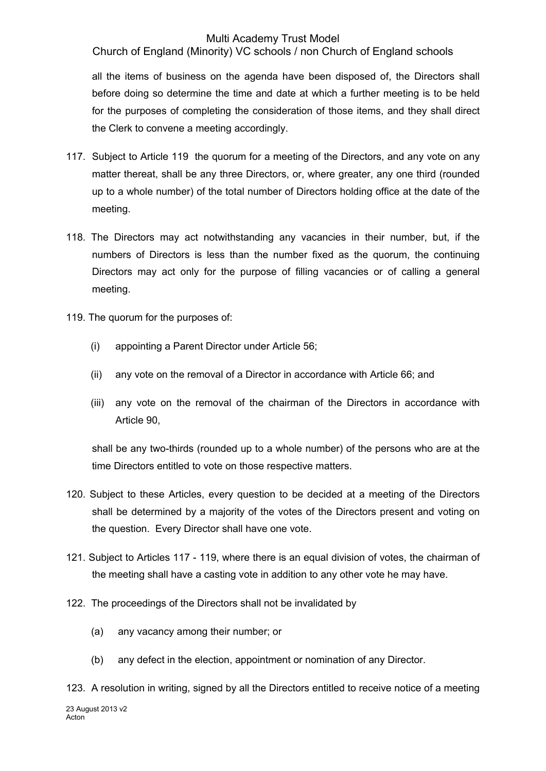all the items of business on the agenda have been disposed of, the Directors shall before doing so determine the time and date at which a further meeting is to be held for the purposes of completing the consideration of those items, and they shall direct the Clerk to convene a meeting accordingly.

117. Subject to Article 119 the quorum for a meeting of the Directors, and any vote on any matter thereat, shall be any three Directors, or, where greater, any one third (rounded up to a whole number) of the total number of Directors holding office at the date of the meeting.

118. The Directors may act notwithstanding any vacancies in their number, but, if the numbers of Directors is less than the number fixed as the quorum, the continuing Directors may act only for the purpose of filling vacancies or of calling a general meeting.

119. The quorum for the purposes of:

   (i) appointing a Parent Director under Article 56;

   (ii) any vote on the removal of a Director in accordance with Article 66; and

   (iii) any vote on the removal of the chairman of the Directors in accordance with Article 90,

   shall be any two-thirds (rounded up to a whole number) of the persons who are at the time Directors entitled to vote on those respective matters.

120. Subject to these Articles, every question to be decided at a meeting of the Directors shall be determined by a majority of the votes of the Directors present and voting on the question. Every Director shall have one vote.

121. Subject to Articles 117 - 119, where there is an equal division of votes, the chairman of the meeting shall have a casting vote in addition to any other vote he may have.

122. The proceedings of the Directors shall not be invalidated by

   (a) any vacancy among their number; or

   (b) any defect in the election, appointment or nomination of any Director.

123. A resolution in writing, signed by all the Directors entitled to receive notice of a meeting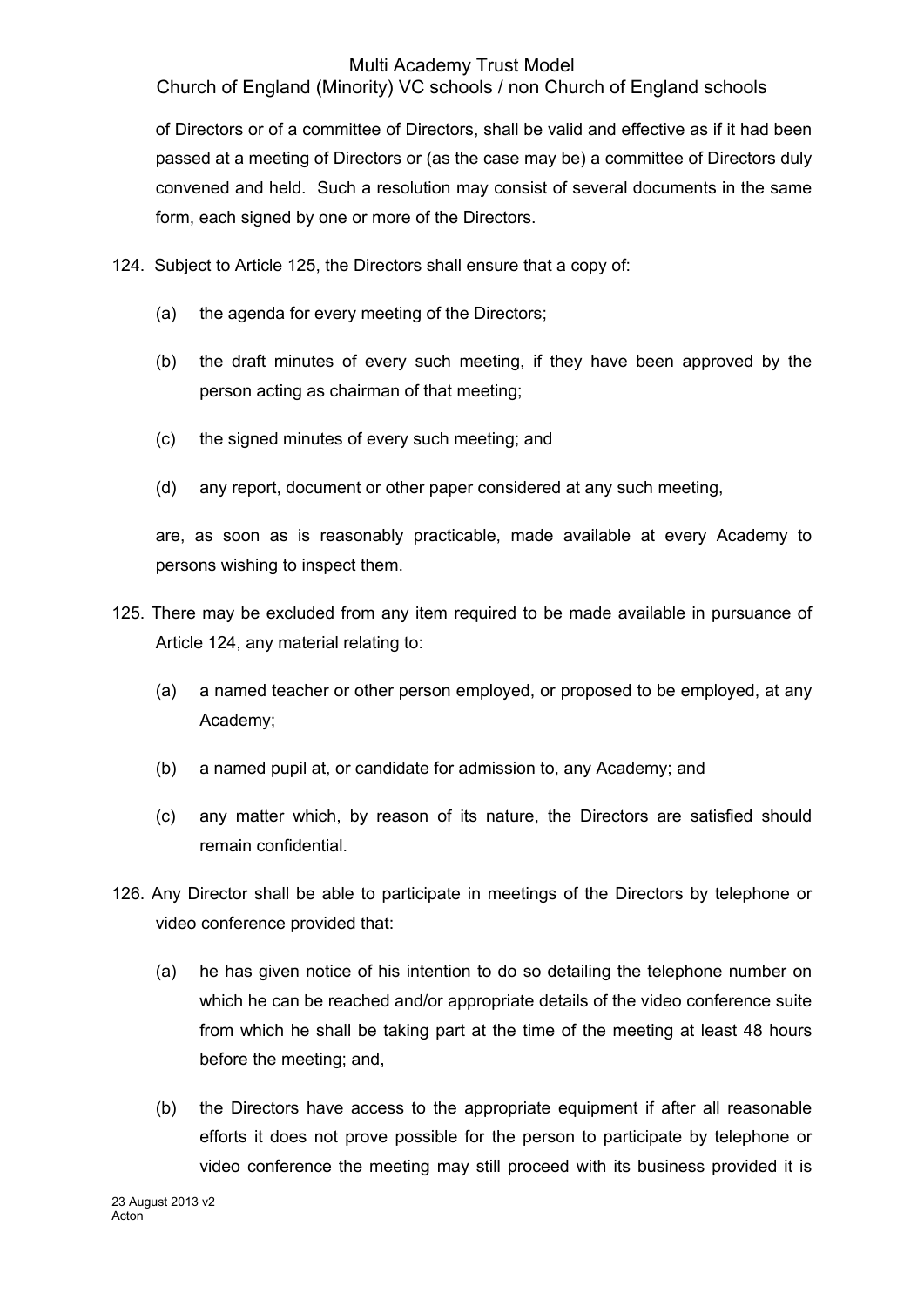of Directors or of a committee of Directors, shall be valid and effective as if it had been passed at a meeting of Directors or (as the case may be) a committee of Directors duly convened and held. Such a resolution may consist of several documents in the same form, each signed by one or more of the Directors.

124. Subject to Article 125, the Directors shall ensure that a copy of:

 (a) the agenda for every meeting of the Directors;

 (b) the draft minutes of every such meeting, if they have been approved by the person acting as chairman of that meeting;

 (c) the signed minutes of every such meeting; and

 (d) any report, document or other paper considered at any such meeting,

 are, as soon as is reasonably practicable, made available at every Academy to persons wishing to inspect them.

125. There may be excluded from any item required to be made available in pursuance of Article 124, any material relating to:

 (a) a named teacher or other person employed, or proposed to be employed, at any Academy;

 (b) a named pupil at, or candidate for admission to, any Academy; and

 (c) any matter which, by reason of its nature, the Directors are satisfied should remain confidential.

126. Any Director shall be able to participate in meetings of the Directors by telephone or video conference provided that:

 (a) he has given notice of his intention to do so detailing the telephone number on which he can be reached and/or appropriate details of the video conference suite from which he shall be taking part at the time of the meeting at least 48 hours before the meeting; and,

 (b) the Directors have access to the appropriate equipment if after all reasonable efforts it does not prove possible for the person to participate by telephone or video conference the meeting may still proceed with its business provided it is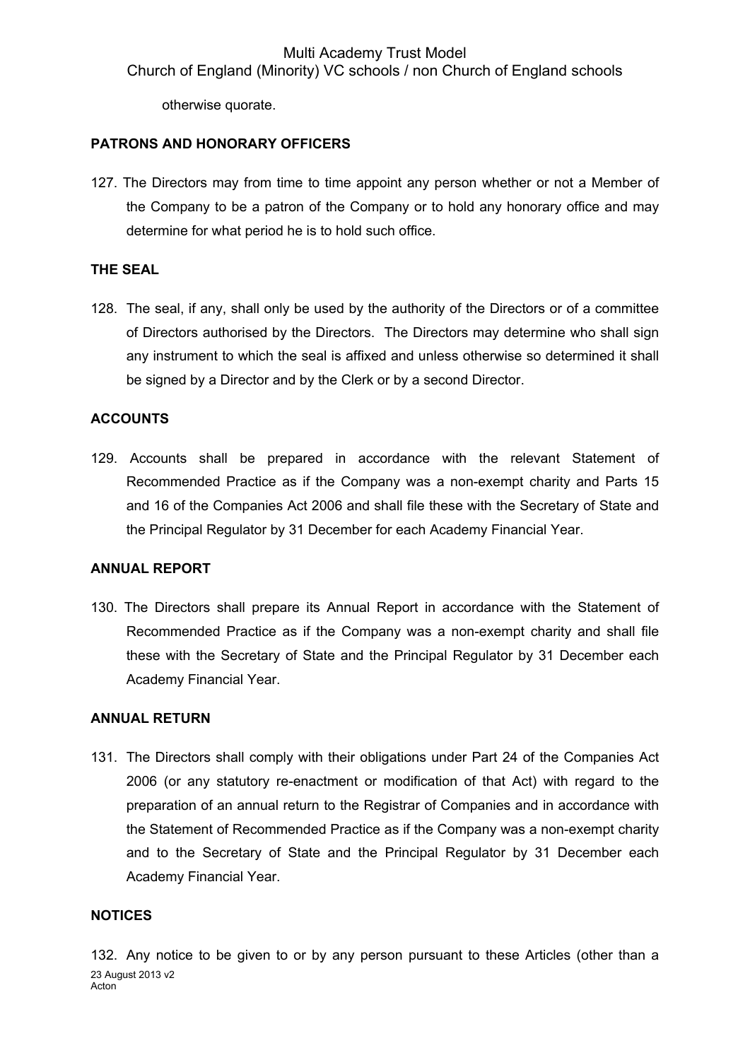otherwise quorate.

**PATRONS AND HONORARY OFFICERS**

127. The Directors may from time to time appoint any person whether or not a Member of the Company to be a patron of the Company or to hold any honorary office and may determine for what period he is to hold such office.

**THE SEAL**

128. The seal, if any, shall only be used by the authority of the Directors or of a committee of Directors authorised by the Directors. The Directors may determine who shall sign any instrument to which the seal is affixed and unless otherwise so determined it shall be signed by a Director and by the Clerk or by a second Director.

**ACCOUNTS**

129. Accounts shall be prepared in accordance with the relevant Statement of Recommended Practice as if the Company was a non-exempt charity and Parts 15 and 16 of the Companies Act 2006 and shall file these with the Secretary of State and the Principal Regulator by 31 December for each Academy Financial Year.

**ANNUAL REPORT**

130. The Directors shall prepare its Annual Report in accordance with the Statement of Recommended Practice as if the Company was a non-exempt charity and shall file these with the Secretary of State and the Principal Regulator by 31 December each Academy Financial Year.

**ANNUAL RETURN**

131. The Directors shall comply with their obligations under Part 24 of the Companies Act 2006 (or any statutory re-enactment or modification of that Act) with regard to the preparation of an annual return to the Registrar of Companies and in accordance with the Statement of Recommended Practice as if the Company was a non-exempt charity and to the Secretary of State and the Principal Regulator by 31 December each Academy Financial Year.

**NOTICES**

132. Any notice to be given to or by any person pursuant to these Articles (other than a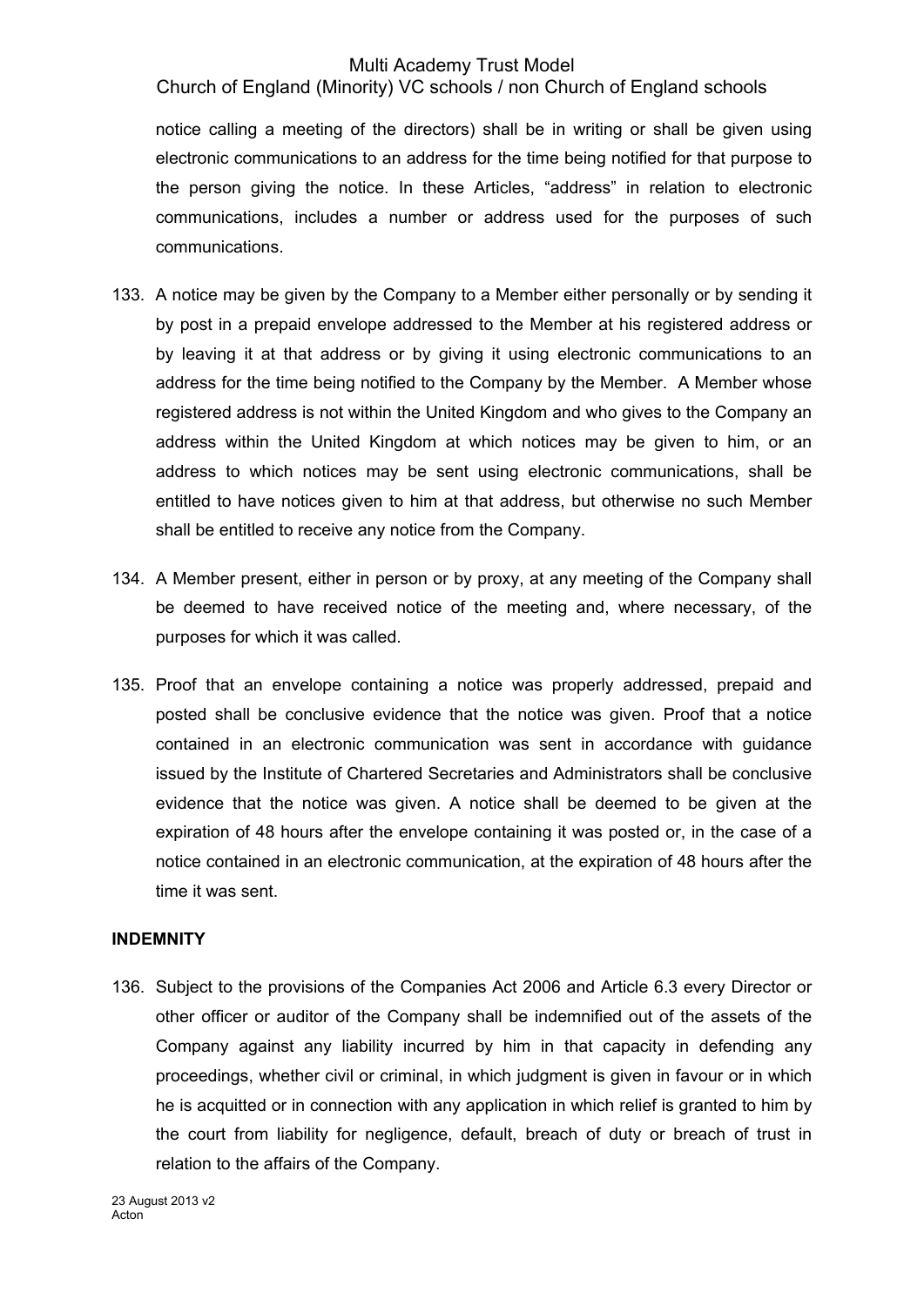notice calling a meeting of the directors) shall be in writing or shall be given using electronic communications to an address for the time being notified for that purpose to the person giving the notice. In these Articles, "address" in relation to electronic communications, includes a number or address used for the purposes of such communications.

133. A notice may be given by the Company to a Member either personally or by sending it by post in a prepaid envelope addressed to the Member at his registered address or by leaving it at that address or by giving it using electronic communications to an address for the time being notified to the Company by the Member. A Member whose registered address is not within the United Kingdom and who gives to the Company an address within the United Kingdom at which notices may be given to him, or an address to which notices may be sent using electronic communications, shall be entitled to have notices given to him at that address, but otherwise no such Member shall be entitled to receive any notice from the Company.

134. A Member present, either in person or by proxy, at any meeting of the Company shall be deemed to have received notice of the meeting and, where necessary, of the purposes for which it was called.

135. Proof that an envelope containing a notice was properly addressed, prepaid and posted shall be conclusive evidence that the notice was given. Proof that a notice contained in an electronic communication was sent in accordance with guidance issued by the Institute of Chartered Secretaries and Administrators shall be conclusive evidence that the notice was given. A notice shall be deemed to be given at the expiration of 48 hours after the envelope containing it was posted or, in the case of a notice contained in an electronic communication, at the expiration of 48 hours after the time it was sent.

**INDEMNITY**

136. Subject to the provisions of the Companies Act 2006 and Article 6.3 every Director or other officer or auditor of the Company shall be indemnified out of the assets of the Company against any liability incurred by him in that capacity in defending any proceedings, whether civil or criminal, in which judgment is given in favour or in which he is acquitted or in connection with any application in which relief is granted to him by the court from liability for negligence, default, breach of duty or breach of trust in relation to the affairs of the Company.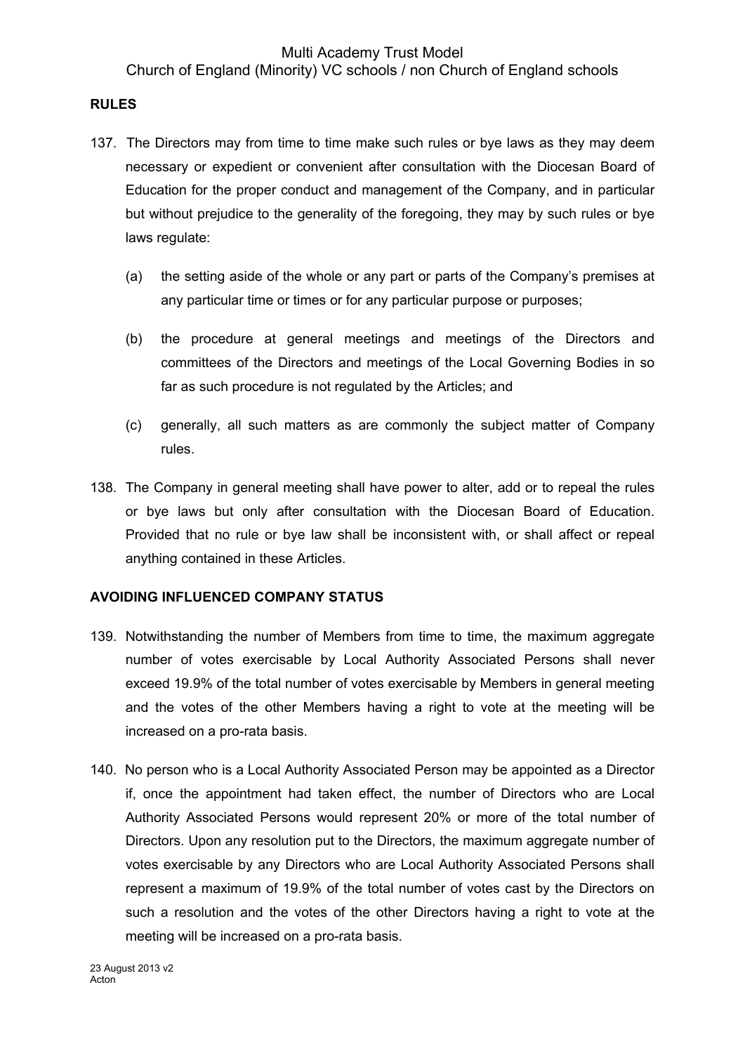**RULES**

137. The Directors may from time to time make such rules or bye laws as they may deem necessary or expedient or convenient after consultation with the Diocesan Board of Education for the proper conduct and management of the Company, and in particular but without prejudice to the generality of the foregoing, they may by such rules or bye laws regulate:

    (a) the setting aside of the whole or any part or parts of the Company's premises at any particular time or times or for any particular purpose or purposes;

    (b) the procedure at general meetings and meetings of the Directors and committees of the Directors and meetings of the Local Governing Bodies in so far as such procedure is not regulated by the Articles; and

    (c) generally, all such matters as are commonly the subject matter of Company rules.

138. The Company in general meeting shall have power to alter, add or to repeal the rules or bye laws but only after consultation with the Diocesan Board of Education. Provided that no rule or bye law shall be inconsistent with, or shall affect or repeal anything contained in these Articles.

**AVOIDING INFLUENCED COMPANY STATUS**

139. Notwithstanding the number of Members from time to time, the maximum aggregate number of votes exercisable by Local Authority Associated Persons shall never exceed 19.9% of the total number of votes exercisable by Members in general meeting and the votes of the other Members having a right to vote at the meeting will be increased on a pro-rata basis.

140. No person who is a Local Authority Associated Person may be appointed as a Director if, once the appointment had taken effect, the number of Directors who are Local Authority Associated Persons would represent 20% or more of the total number of Directors. Upon any resolution put to the Directors, the maximum aggregate number of votes exercisable by any Directors who are Local Authority Associated Persons shall represent a maximum of 19.9% of the total number of votes cast by the Directors on such a resolution and the votes of the other Directors having a right to vote at the meeting will be increased on a pro-rata basis.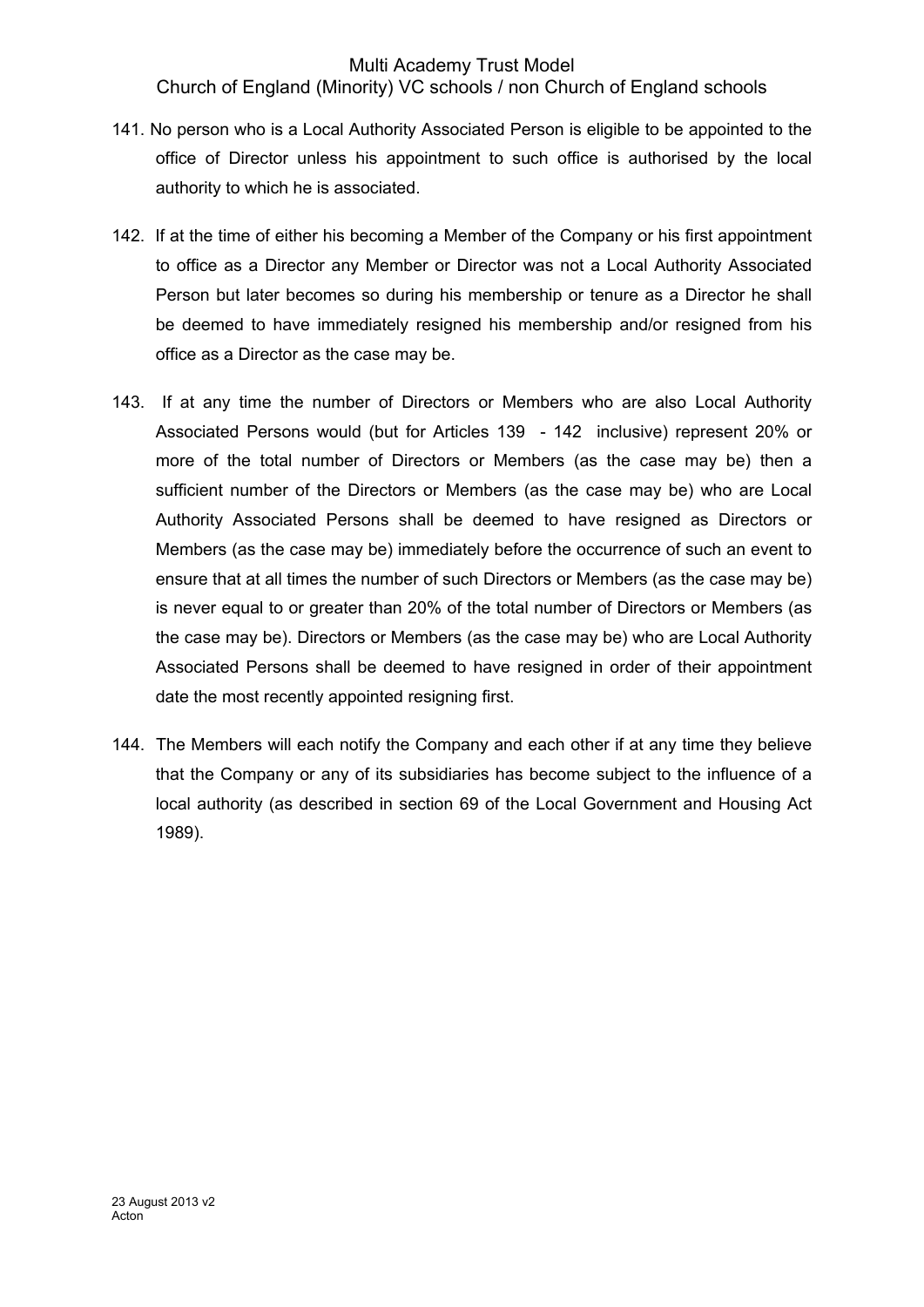141. No person who is a Local Authority Associated Person is eligible to be appointed to the office of Director unless his appointment to such office is authorised by the local authority to which he is associated.

142. If at the time of either his becoming a Member of the Company or his first appointment to office as a Director any Member or Director was not a Local Authority Associated Person but later becomes so during his membership or tenure as a Director he shall be deemed to have immediately resigned his membership and/or resigned from his office as a Director as the case may be.

143. If at any time the number of Directors or Members who are also Local Authority Associated Persons would (but for Articles 139 - 142 inclusive) represent 20% or more of the total number of Directors or Members (as the case may be) then a sufficient number of the Directors or Members (as the case may be) who are Local Authority Associated Persons shall be deemed to have resigned as Directors or Members (as the case may be) immediately before the occurrence of such an event to ensure that at all times the number of such Directors or Members (as the case may be) is never equal to or greater than 20% of the total number of Directors or Members (as the case may be). Directors or Members (as the case may be) who are Local Authority Associated Persons shall be deemed to have resigned in order of their appointment date the most recently appointed resigning first.

144. The Members will each notify the Company and each other if at any time they believe that the Company or any of its subsidiaries has become subject to the influence of a local authority (as described in section 69 of the Local Government and Housing Act 1989).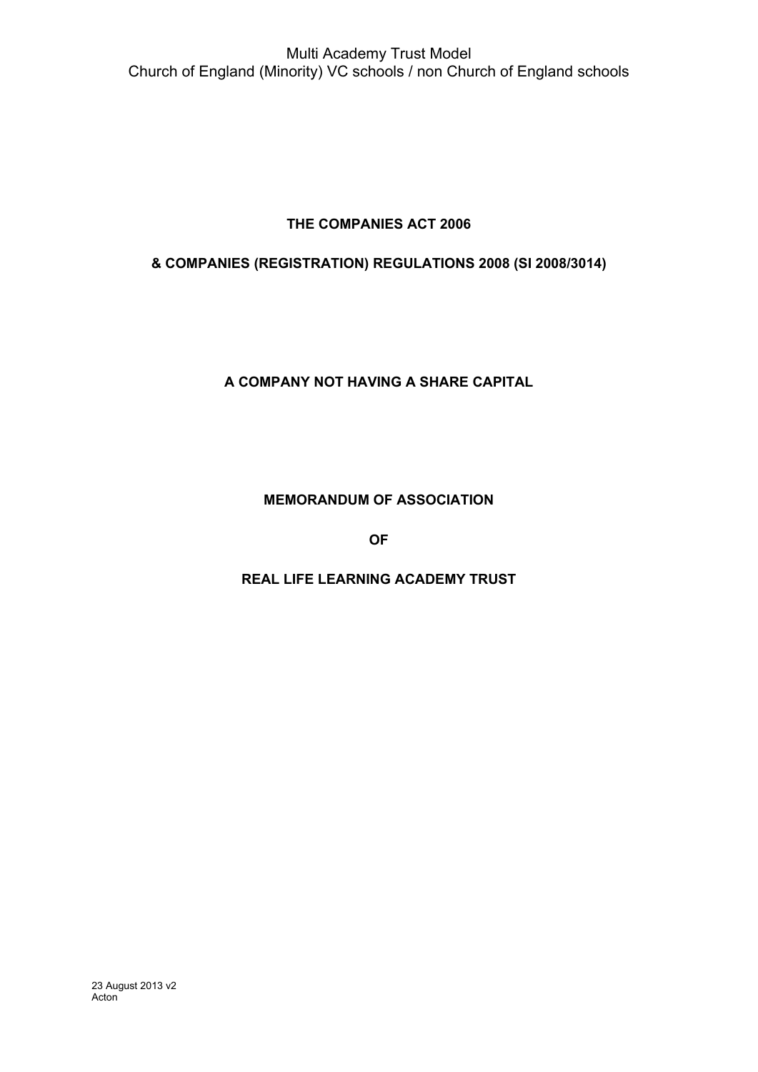**THE COMPANIES ACT 2006**

**& COMPANIES (REGISTRATION) REGULATIONS 2008 (SI 2008/3014)**

**A COMPANY NOT HAVING A SHARE CAPITAL**

**MEMORANDUM OF ASSOCIATION**

**OF**

**REAL LIFE LEARNING ACADEMY TRUST**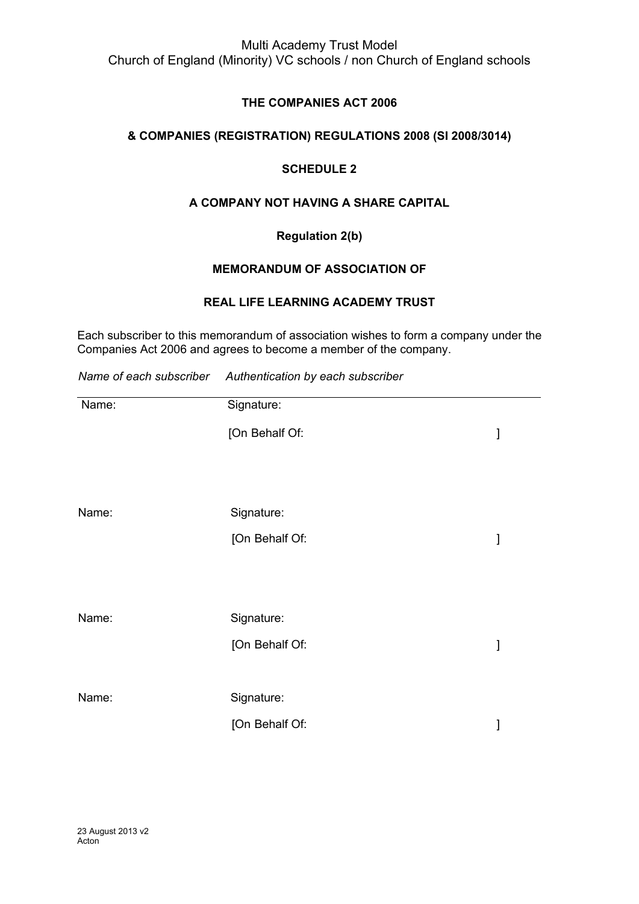Multi Academy Trust Model
Church of England (Minority) VC schools / non Church of England schools

**THE COMPANIES ACT 2006**

**& COMPANIES (REGISTRATION) REGULATIONS 2008 (SI 2008/3014)**

**SCHEDULE 2**

**A COMPANY NOT HAVING A SHARE CAPITAL**

**Regulation 2(b)**

**MEMORANDUM OF ASSOCIATION OF**

**REAL LIFE LEARNING ACADEMY TRUST**

Each subscriber to this memorandum of association wishes to form a company under the Companies Act 2006 and agrees to become a member of the company.

| *Name of each subscriber* | *Authentication by each subscriber* |
| --- | --- |
| Name: | Signature:<br>[On Behalf Of: ] |
| Name: | Signature:<br>[On Behalf Of: ] |
| Name: | Signature:<br>[On Behalf Of: ] |
| Name: | Signature:<br>[On Behalf Of: ] |

23 August 2013 v2
Acton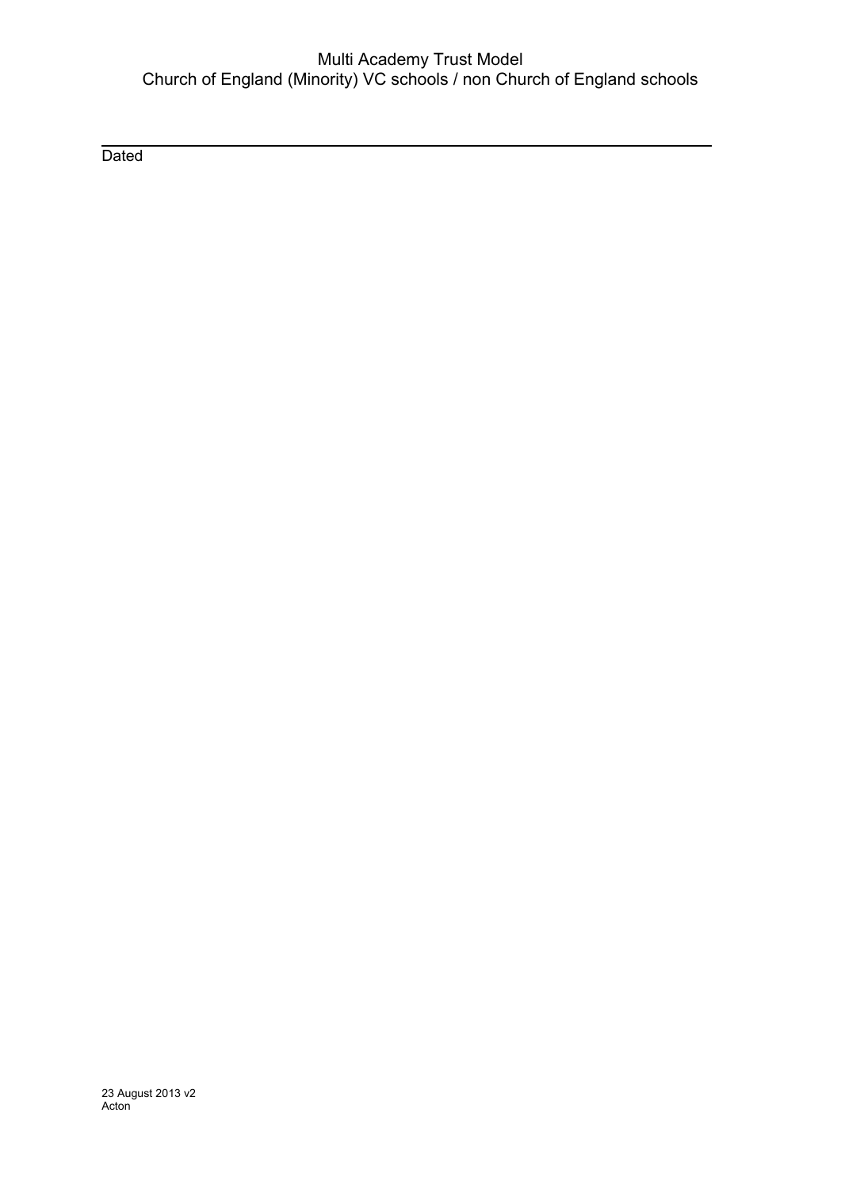Multi Academy Trust Model
Church of England (Minority) VC schools / non Church of England schools

---

Dated

23 August 2013 v2
Acton